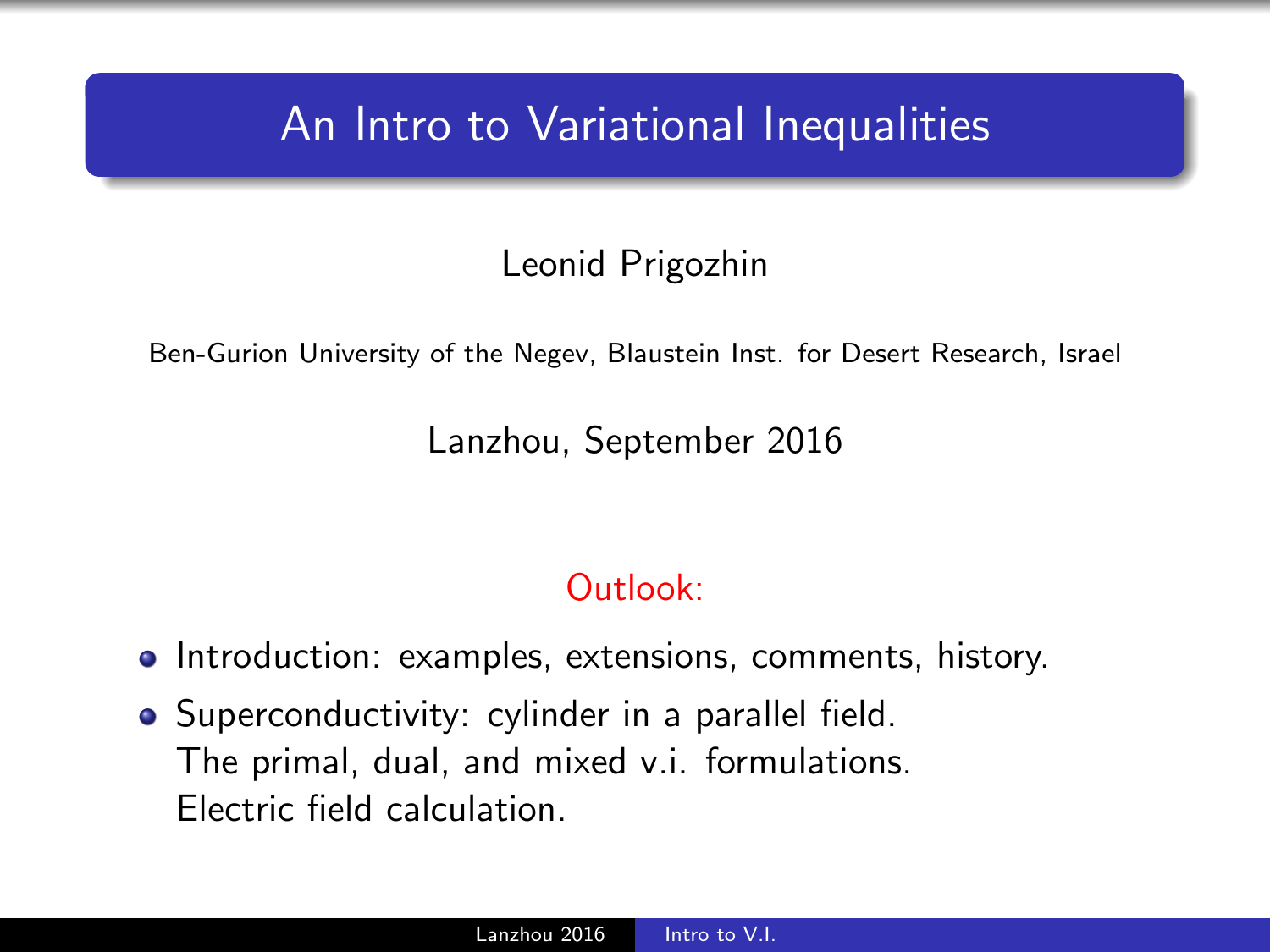# An Intro to Variational Inequalities

Leonid Prigozhin

Ben-Gurion University of the Negev, Blaustein Inst. for Desert Research, Israel

Lanzhou, September 2016

## Outlook:

- Introduction: examples, extensions, comments, history.
- Superconductivity: cylinder in a parallel field.
  The primal, dual, and mixed v.i. formulations.
  Electric field calculation.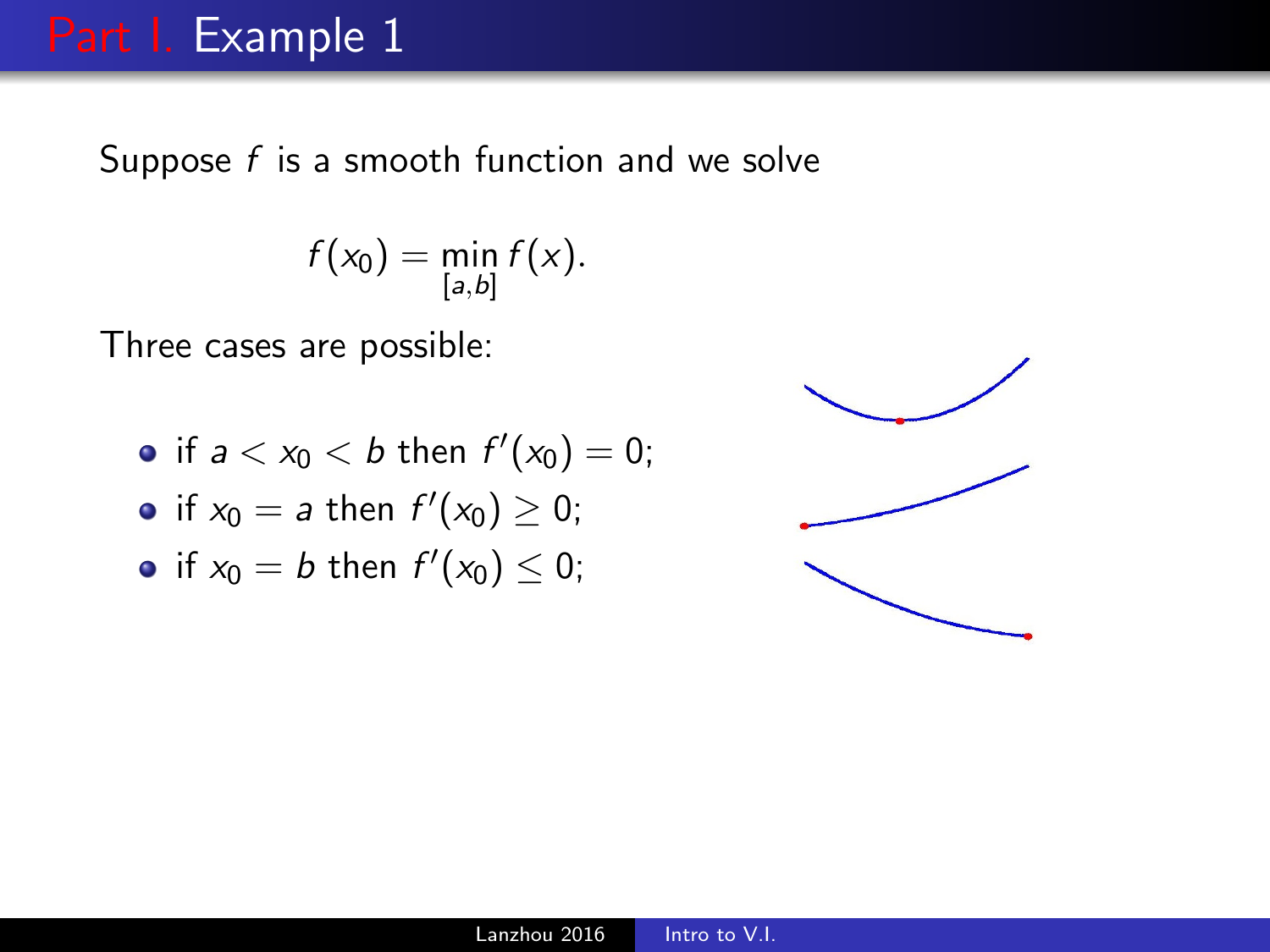# Part I. Example 1

Suppose $f$ is a smooth function and we solve

$$f(x_0) = \min_{[a,b]} f(x).$$

Three cases are possible:

- if $a < x_0 < b$ then $f'(x_0) = 0$;
- if $x_0 = a$ then $f'(x_0) \geq 0$;
- if $x_0 = b$ then $f'(x_0) \leq 0$;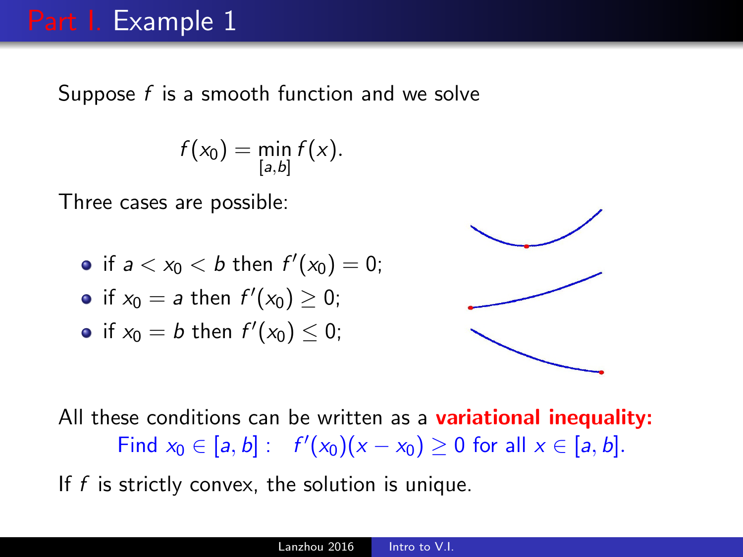# Part I. Example 1

Suppose $f$ is a smooth function and we solve

$$f(x_0) = \min_{[a,b]} f(x).$$

Three cases are possible:

- if $a < x_0 < b$ then $f'(x_0) = 0$;
- if $x_0 = a$ then $f'(x_0) \geq 0$;
- if $x_0 = b$ then $f'(x_0) \leq 0$;

All these conditions can be written as a **variational inequality:**

Find $x_0 \in [a, b]$ : $\quad f'(x_0)(x - x_0) \geq 0$ for all $x \in [a, b]$.

If $f$ is strictly convex, the solution is unique.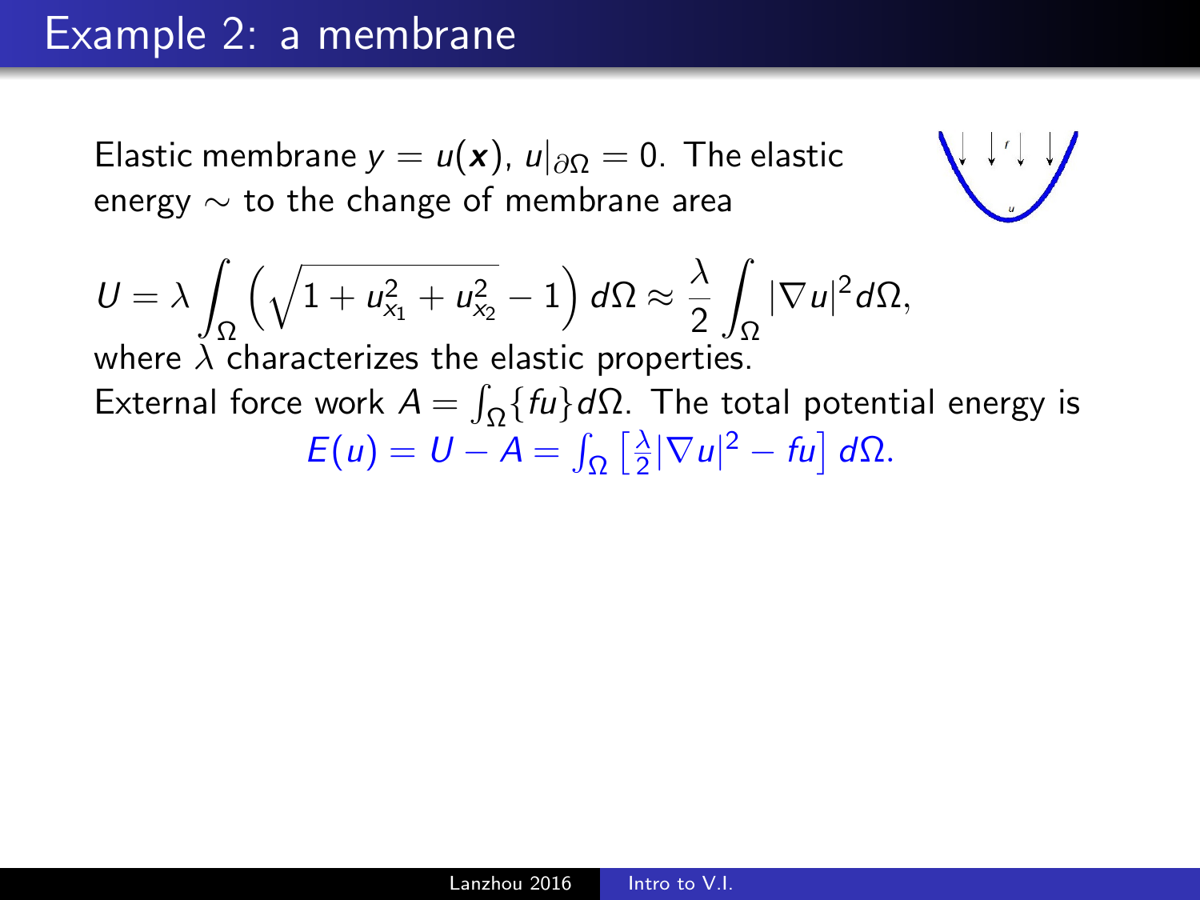# Example 2: a membrane

Elastic membrane $y = u(\boldsymbol{x})$, $u|_{\partial\Omega} = 0$. The elastic energy $\sim$ to the change of membrane area

$$U = \lambda \int_{\Omega} \left( \sqrt{1 + u_{x_1}^2 + u_{x_2}^2} - 1 \right) d\Omega \approx \frac{\lambda}{2} \int_{\Omega} |\nabla u|^2 d\Omega,$$

where $\lambda$ characterizes the elastic properties.

External force work $A = \int_{\Omega} \{fu\} d\Omega$. The total potential energy is

$$E(u) = U - A = \int_{\Omega} \left[ \frac{\lambda}{2} |\nabla u|^2 - fu \right] d\Omega.$$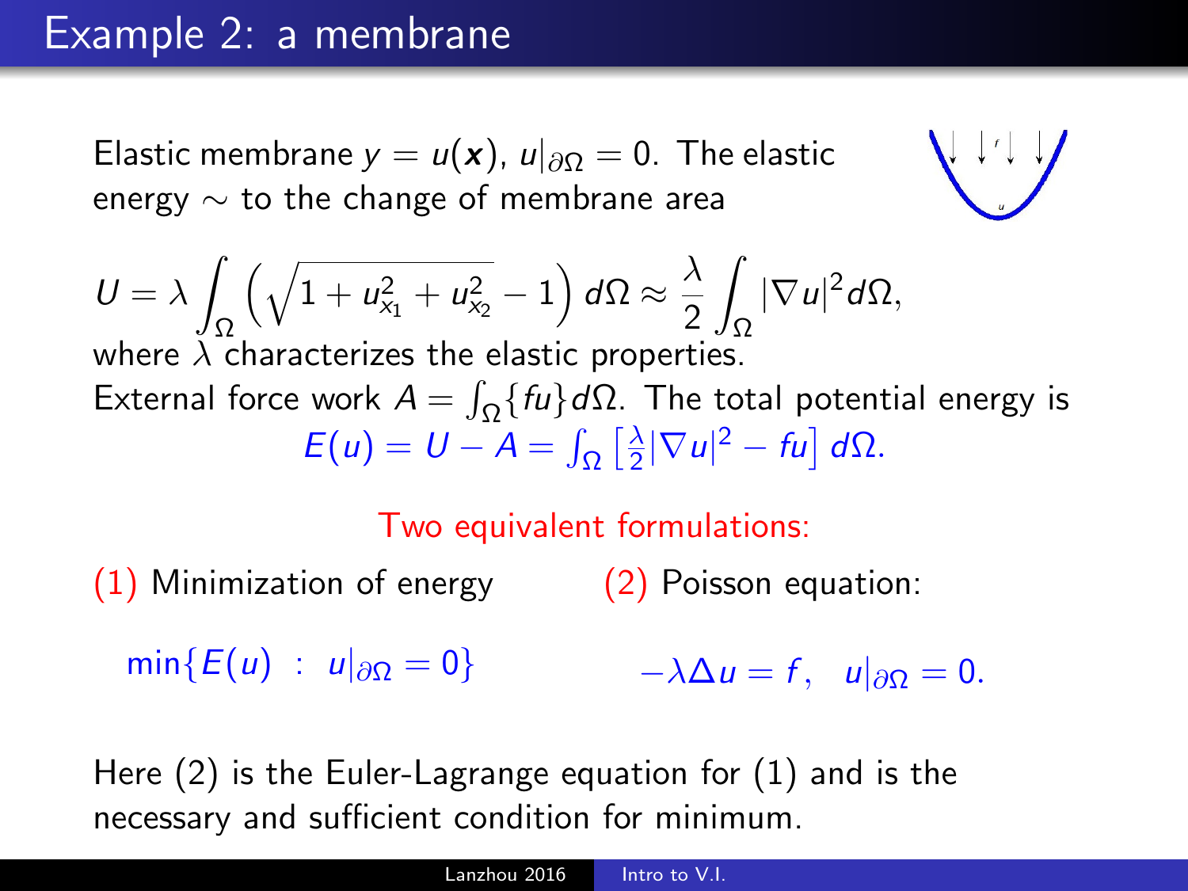# Example 2: a membrane

Elastic membrane $y = u(\boldsymbol{x})$, $u|_{\partial\Omega} = 0$. The elastic energy $\sim$ to the change of membrane area

$$U = \lambda \int_\Omega \left( \sqrt{1 + u_{x_1}^2 + u_{x_2}^2} - 1 \right) d\Omega \approx \frac{\lambda}{2} \int_\Omega |\nabla u|^2 d\Omega,$$

where $\lambda$ characterizes the elastic properties.

External force work $A = \int_\Omega \{fu\} d\Omega$. The total potential energy is

$$E(u) = U - A = \int_\Omega \left[ \frac{\lambda}{2} |\nabla u|^2 - fu \right] d\Omega.$$

Two equivalent formulations:

(1) Minimization of energy

$$\min\{E(u) \ : \ u|_{\partial\Omega} = 0\}$$

(2) Poisson equation:

$$-\lambda \Delta u = f, \quad u|_{\partial\Omega} = 0.$$

Here (2) is the Euler-Lagrange equation for (1) and is the necessary and sufficient condition for minimum.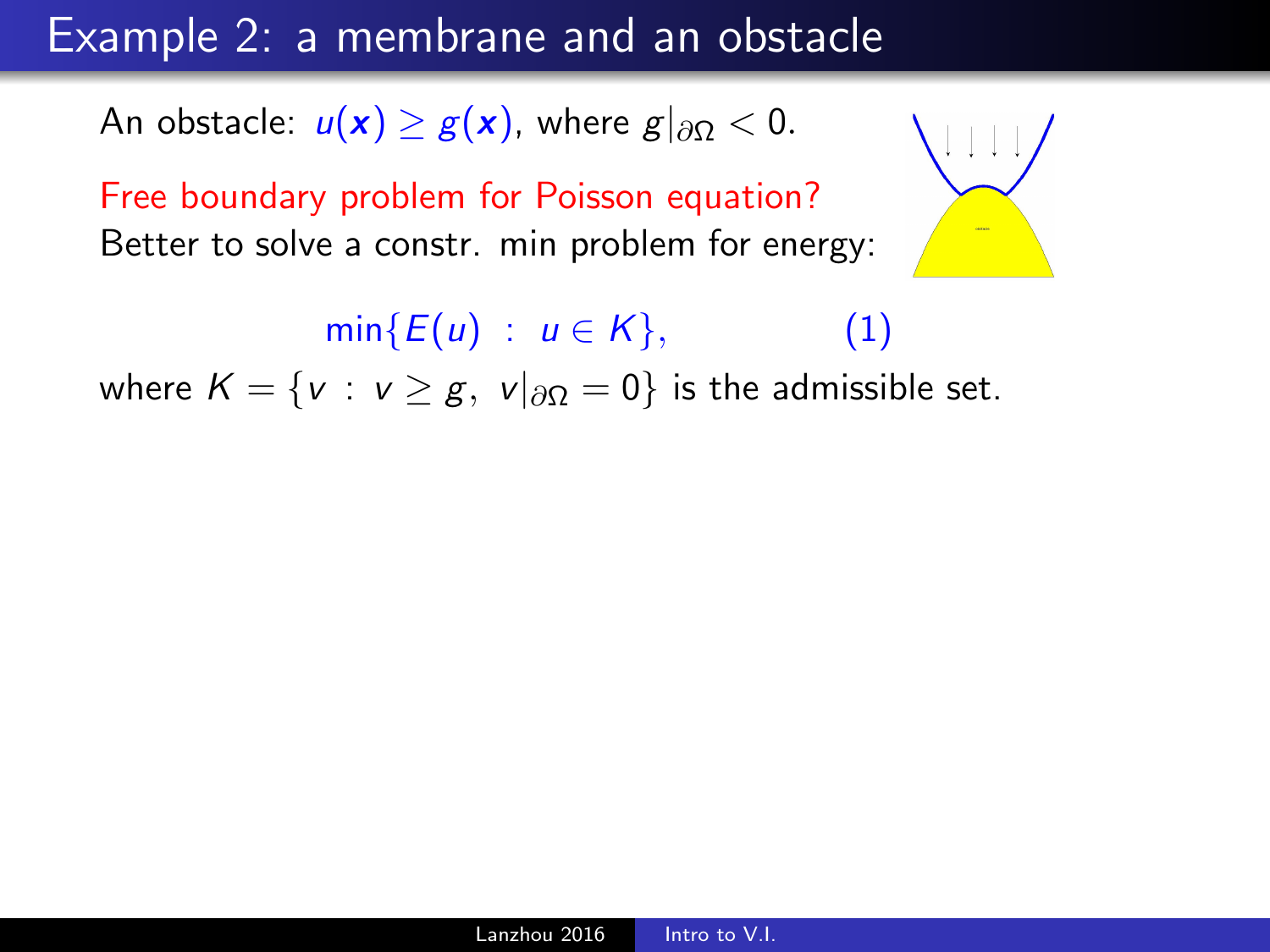# Example 2: a membrane and an obstacle

An obstacle: $u(\boldsymbol{x}) \geq g(\boldsymbol{x})$, where $g|_{\partial\Omega} < 0$.

Free boundary problem for Poisson equation?
Better to solve a constr. min problem for energy:

$$\min\{E(u) \;:\; u \in K\}, \qquad (1)$$

where $K = \{v \;:\; v \geq g,\; v|_{\partial\Omega} = 0\}$ is the admissible set.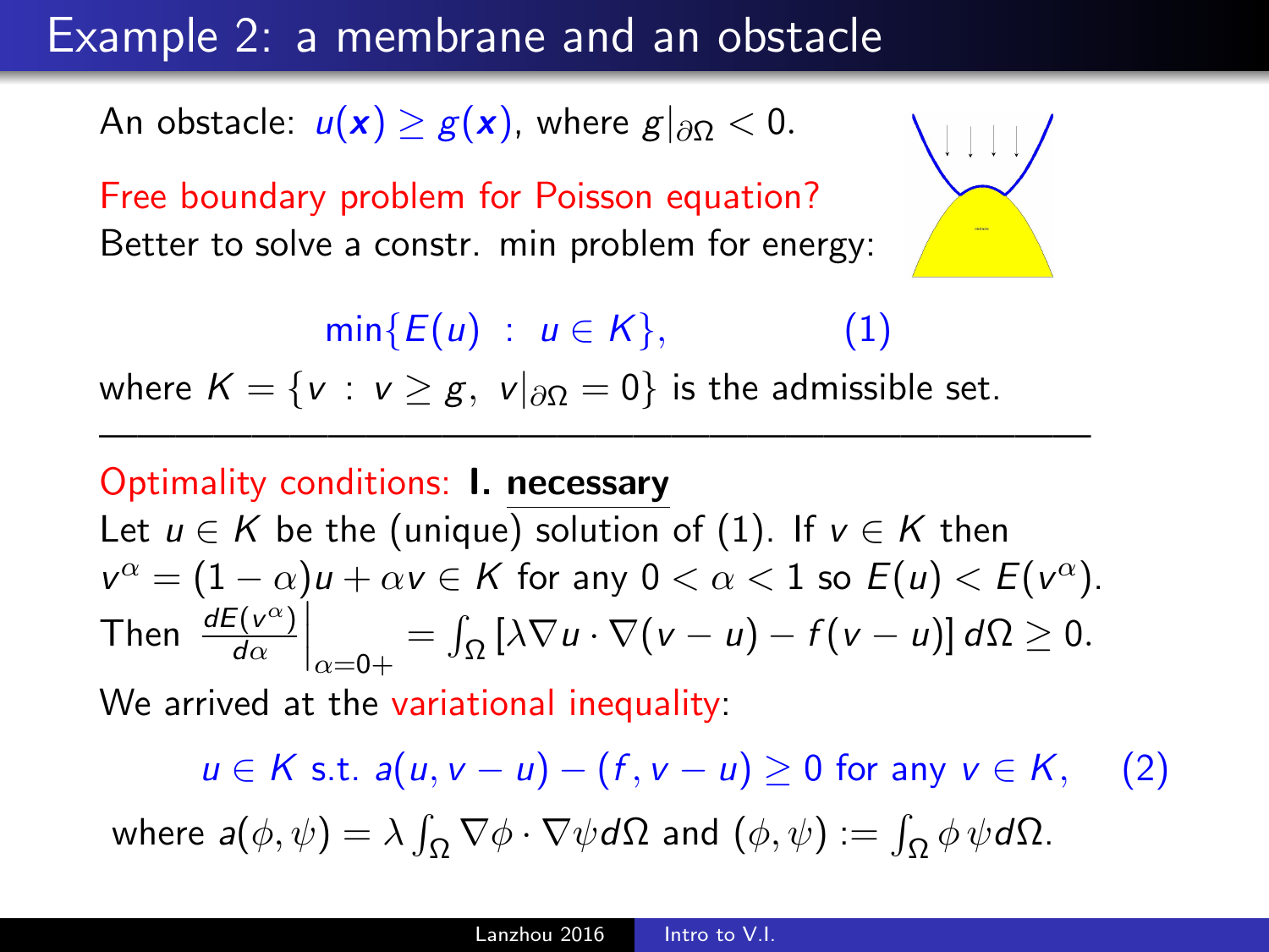# Example 2: a membrane and an obstacle

An obstacle: $u(\mathbf{x}) \geq g(\mathbf{x})$, where $g|_{\partial\Omega} < 0$.

Free boundary problem for Poisson equation?
Better to solve a constr. min problem for energy:

$$\min\{E(u) \ : \ u \in K\}, \qquad (1)$$

where $K = \{v \ : \ v \geq g, \ v|_{\partial\Omega} = 0\}$ is the admissible set.

---

Optimality conditions: **I. necessary**

Let $u \in K$ be the (unique) solution of (1). If $v \in K$ then $v^\alpha = (1-\alpha)u + \alpha v \in K$ for any $0 < \alpha < 1$ so $E(u) < E(v^\alpha)$.
Then $\left.\frac{dE(v^\alpha)}{d\alpha}\right|_{\alpha=0+} = \int_\Omega [\lambda \nabla u \cdot \nabla(v-u) - f(v-u)]\, d\Omega \geq 0.$

We arrived at the variational inequality:

$$u \in K \text{ s.t. } a(u, v-u) - (f, v-u) \geq 0 \text{ for any } v \in K, \qquad (2)$$

where $a(\phi, \psi) = \lambda \int_\Omega \nabla\phi \cdot \nabla\psi d\Omega$ and $(\phi, \psi) := \int_\Omega \phi\, \psi d\Omega$.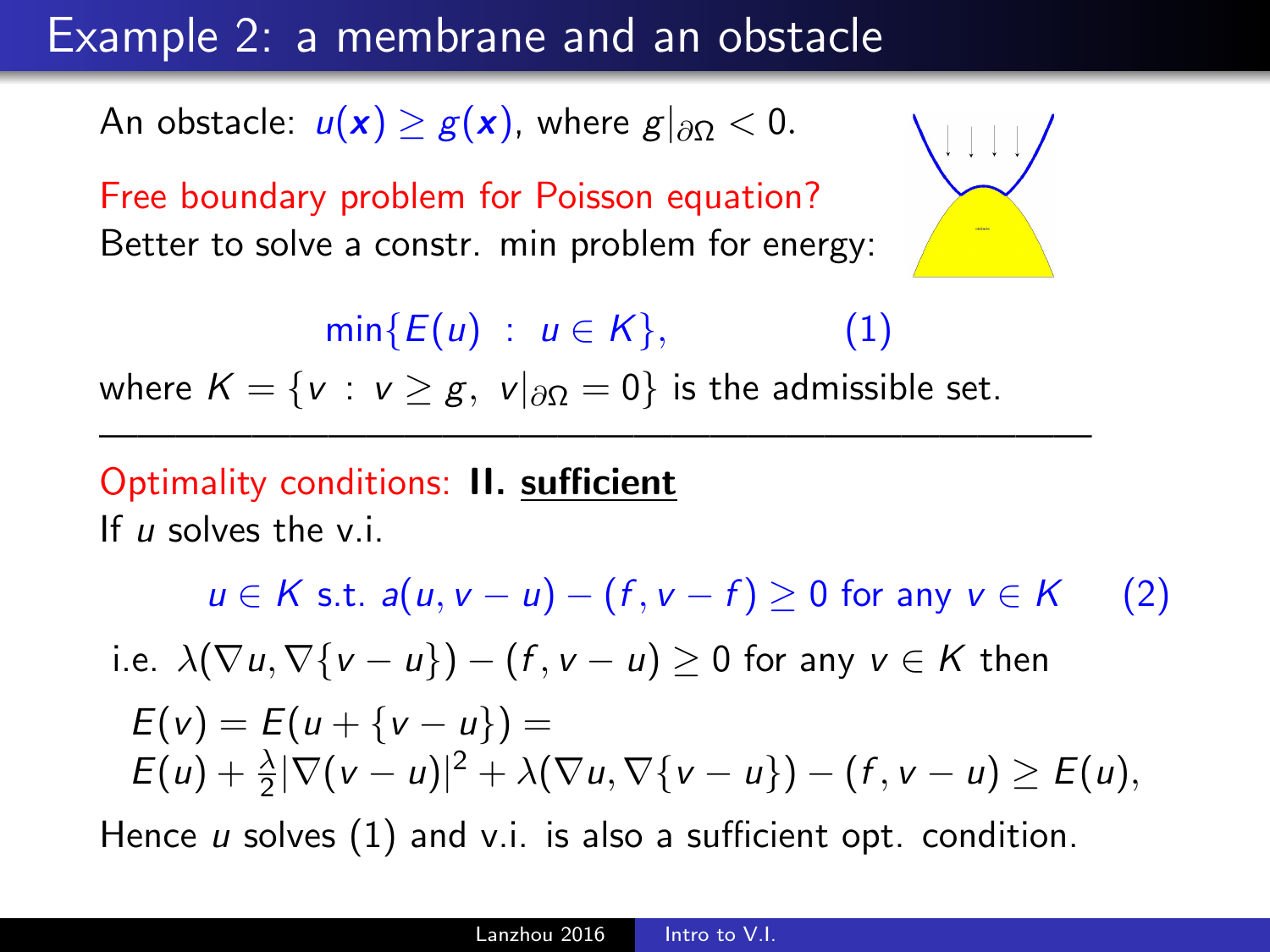# Example 2: a membrane and an obstacle

An obstacle: $u(\boldsymbol{x}) \geq g(\boldsymbol{x})$, where $g|_{\partial\Omega} < 0$.

Free boundary problem for Poisson equation?
Better to solve a constr. min problem for energy:

$$\min\{E(u) \ : \ u \in K\}, \qquad (1)$$

where $K = \{v \ : \ v \geq g, \ v|_{\partial\Omega} = 0\}$ is the admissible set.

---

Optimality conditions: **II. sufficient**

If $u$ solves the v.i.

$$u \in K \text{ s.t. } a(u, v-u) - (f, v-f) \geq 0 \text{ for any } v \in K \qquad (2)$$

i.e. $\lambda(\nabla u, \nabla\{v-u\}) - (f, v-u) \geq 0$ for any $v \in K$ then

$$E(v) = E(u + \{v-u\}) =$$
$$E(u) + \frac{\lambda}{2}|\nabla(v-u)|^2 + \lambda(\nabla u, \nabla\{v-u\}) - (f, v-u) \geq E(u),$$

Hence $u$ solves (1) and v.i. is also a sufficient opt. condition.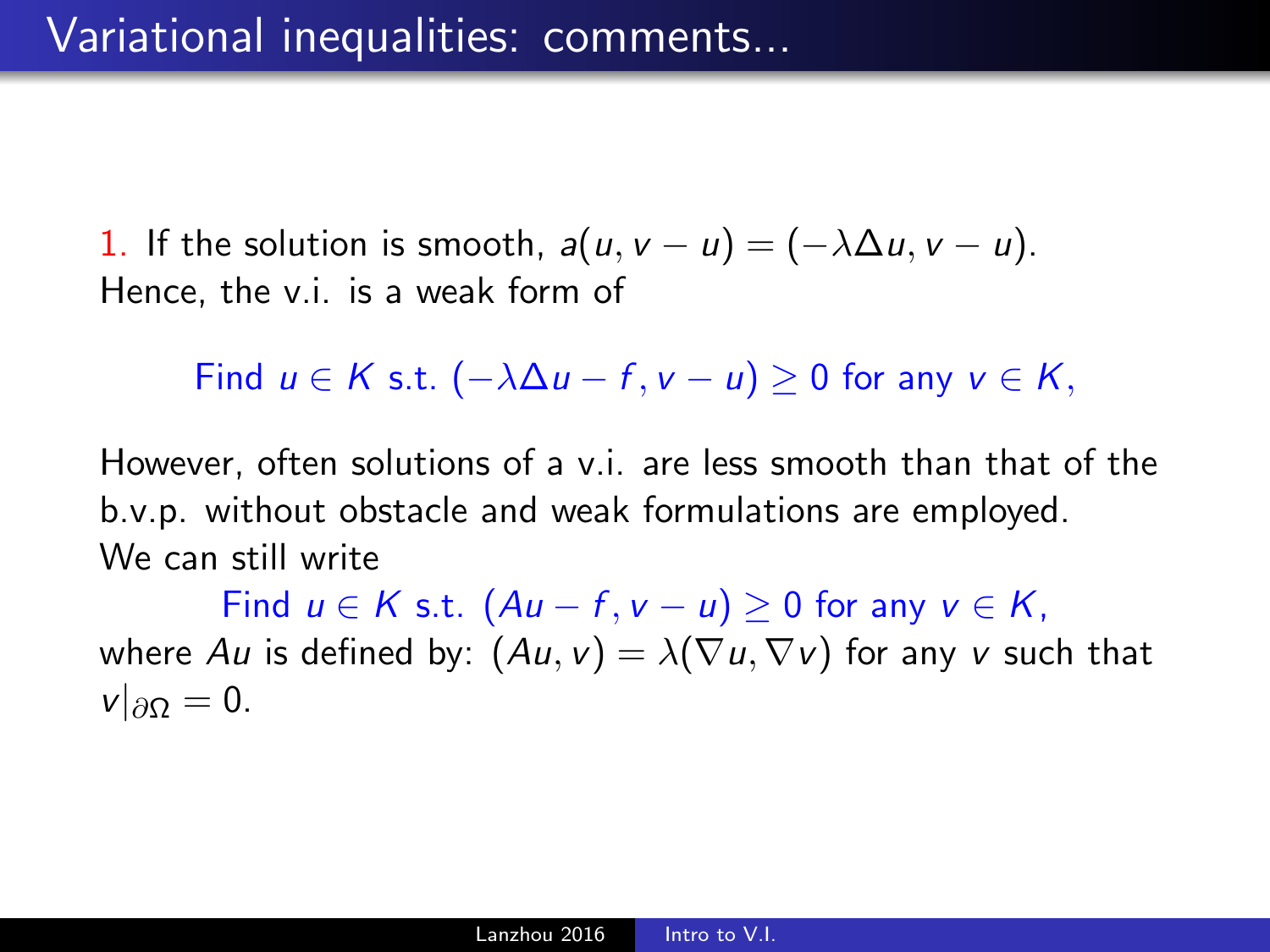# Variational inequalities: comments...

1. If the solution is smooth, $a(u, v - u) = (-\lambda\Delta u, v - u)$.
Hence, the v.i. is a weak form of

$$\text{Find } u \in K \text{ s.t. } (-\lambda\Delta u - f, v - u) \geq 0 \text{ for any } v \in K,$$

However, often solutions of a v.i. are less smooth than that of the b.v.p. without obstacle and weak formulations are employed.
We can still write

$$\text{Find } u \in K \text{ s.t. } (Au - f, v - u) \geq 0 \text{ for any } v \in K,$$

where $Au$ is defined by: $(Au, v) = \lambda(\nabla u, \nabla v)$ for any $v$ such that $v|_{\partial\Omega} = 0$.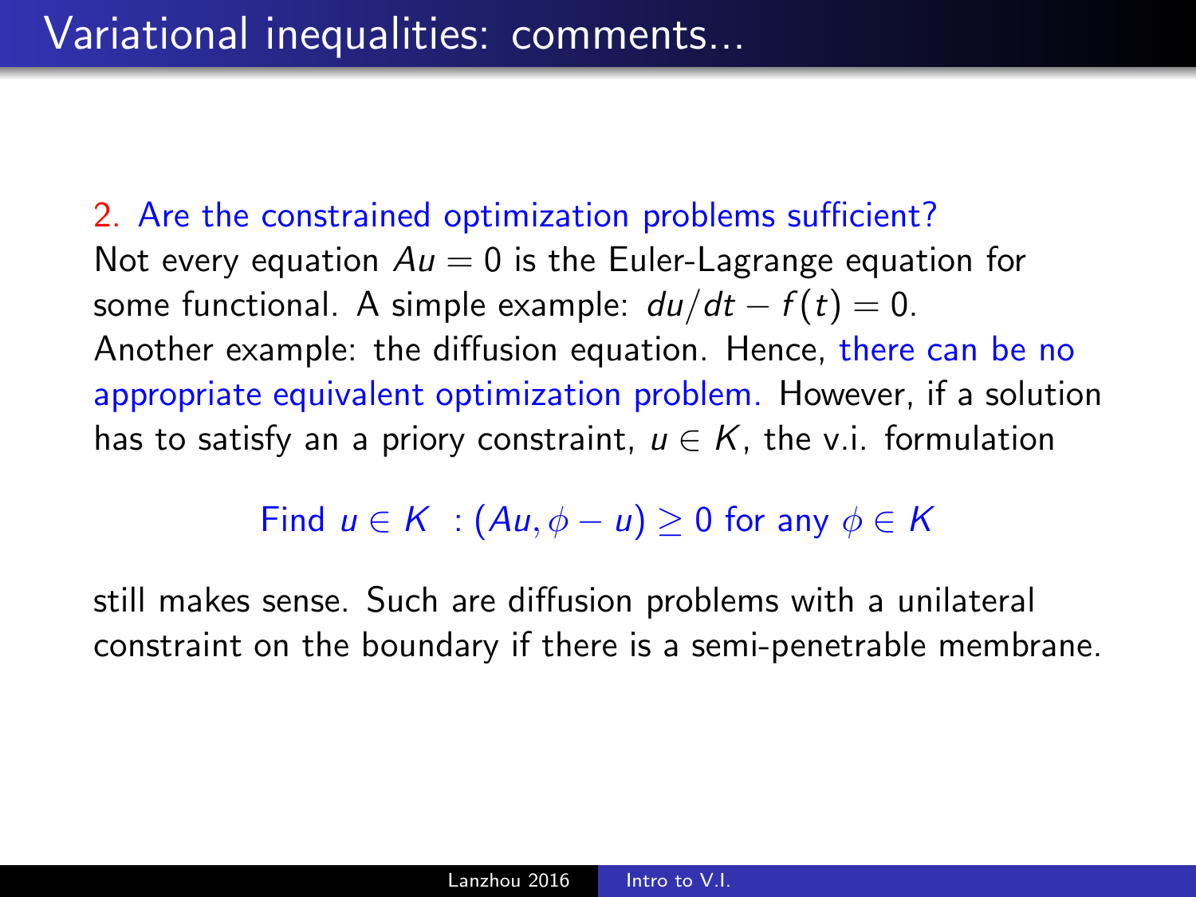# Variational inequalities: comments...

2. Are the constrained optimization problems sufficient?

Not every equation $Au = 0$ is the Euler-Lagrange equation for some functional. A simple example: $du/dt - f(t) = 0$. Another example: the diffusion equation. Hence, there can be no appropriate equivalent optimization problem. However, if a solution has to satisfy an a priory constraint, $u \in K$, the v.i. formulation

$$\text{Find } u \in K \ : (Au, \phi - u) \geq 0 \text{ for any } \phi \in K$$

still makes sense. Such are diffusion problems with a unilateral constraint on the boundary if there is a semi-penetrable membrane.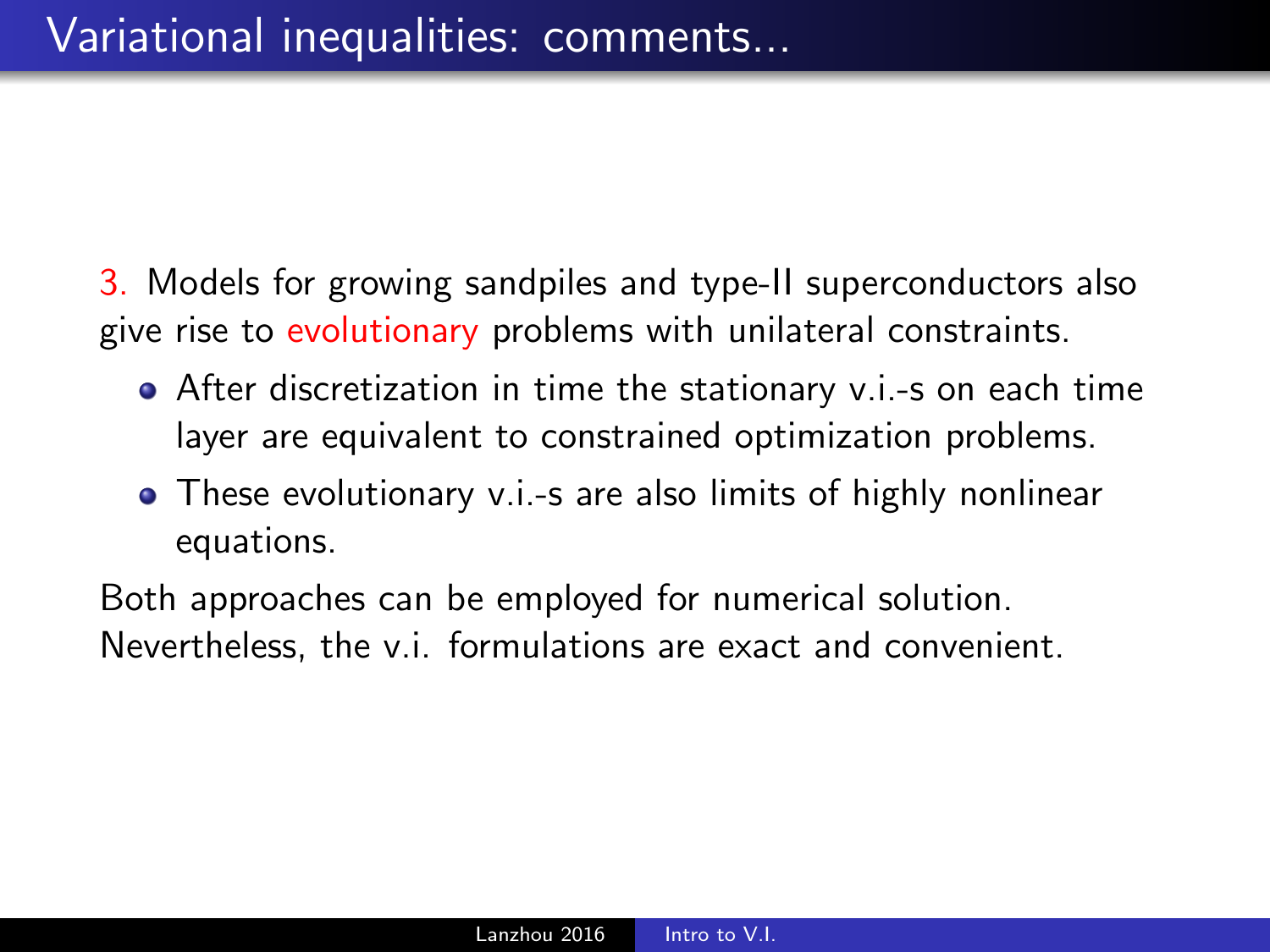# Variational inequalities: comments...

3. Models for growing sandpiles and type-II superconductors also give rise to evolutionary problems with unilateral constraints.

- After discretization in time the stationary v.i.-s on each time layer are equivalent to constrained optimization problems.
- These evolutionary v.i.-s are also limits of highly nonlinear equations.

Both approaches can be employed for numerical solution. Nevertheless, the v.i. formulations are exact and convenient.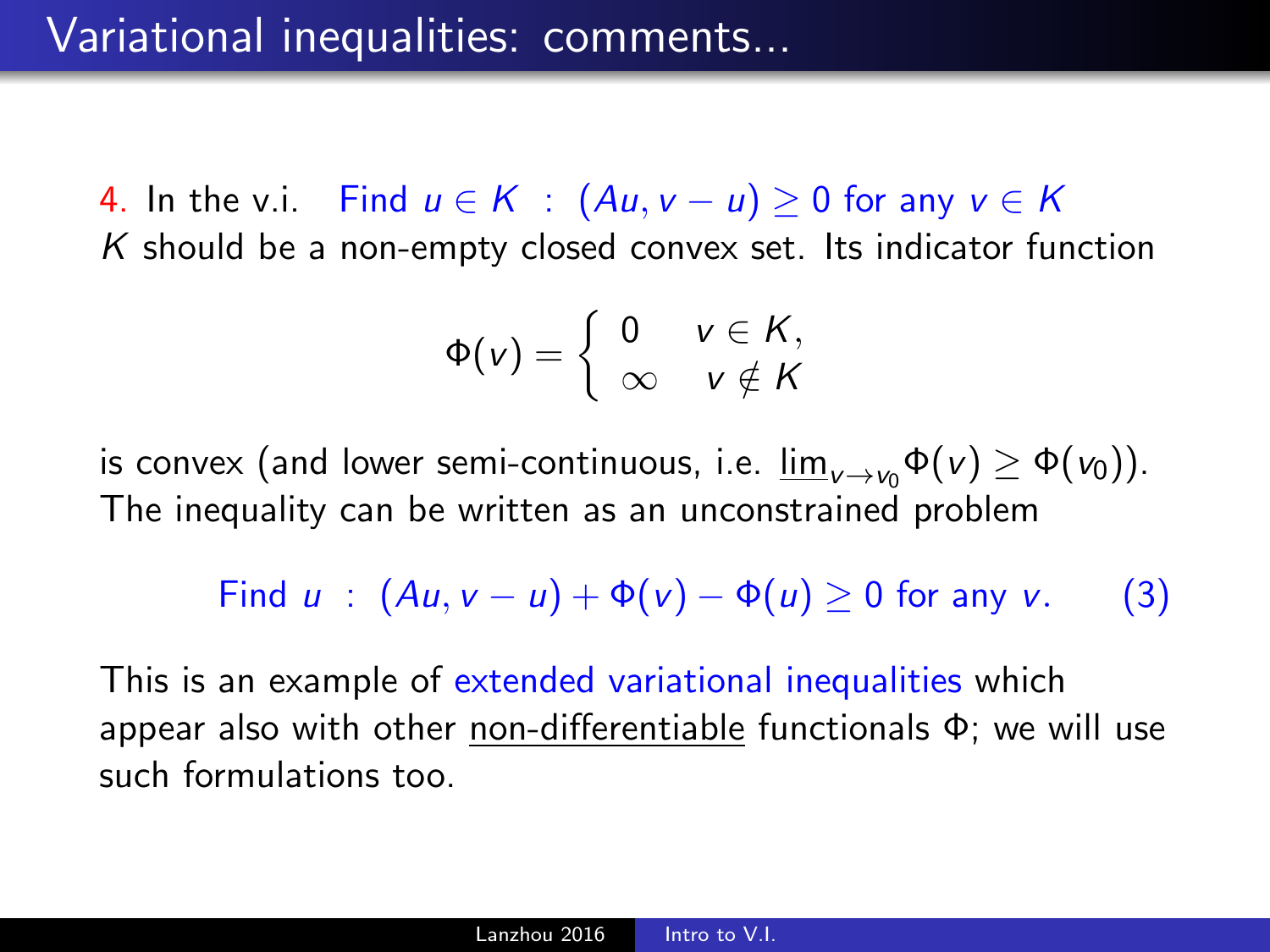# Variational inequalities: comments...

4. In the v.i. Find $u \in K$ : $(Au, v-u) \geq 0$ for any $v \in K$
$K$ should be a non-empty closed convex set. Its indicator function

$$\Phi(v) = \begin{cases} 0 & v \in K, \\ \infty & v \notin K \end{cases}$$

is convex (and lower semi-continuous, i.e. $\underline{\lim}_{v \to v_0} \Phi(v) \geq \Phi(v_0)$).
The inequality can be written as an unconstrained problem

$$\text{Find } u \ : \ (Au, v-u) + \Phi(v) - \Phi(u) \geq 0 \text{ for any } v. \tag{3}$$

This is an example of extended variational inequalities which appear also with other non-differentiable functionals $\Phi$; we will use such formulations too.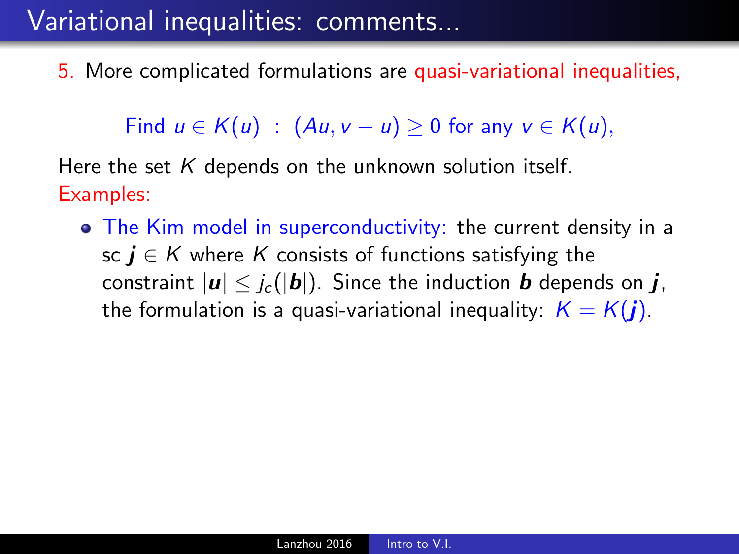# Variational inequalities: comments...

5. More complicated formulations are quasi-variational inequalities,

$$\text{Find } u \in K(u) \ : \ (Au, v - u) \geq 0 \text{ for any } v \in K(u),$$

Here the set $K$ depends on the unknown solution itself.

Examples:

- The Kim model in superconductivity: the current density in a sc $\boldsymbol{j} \in K$ where $K$ consists of functions satisfying the constraint $|\boldsymbol{u}| \leq j_c(|\boldsymbol{b}|)$. Since the induction $\boldsymbol{b}$ depends on $\boldsymbol{j}$, the formulation is a quasi-variational inequality: $K = K(\boldsymbol{j})$.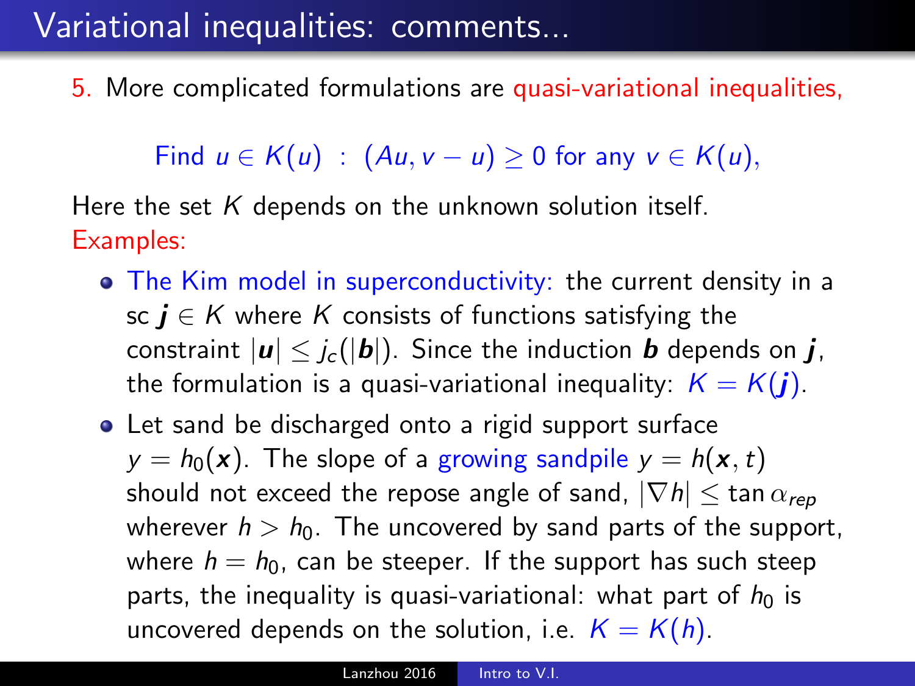# Variational inequalities: comments...

5. More complicated formulations are quasi-variational inequalities,

$$\text{Find } u \in K(u) \ : \ (Au, v - u) \geq 0 \text{ for any } v \in K(u),$$

Here the set $K$ depends on the unknown solution itself.
Examples:

- The Kim model in superconductivity: the current density in a sc $\boldsymbol{j} \in K$ where $K$ consists of functions satisfying the constraint $|\boldsymbol{u}| \leq j_c(|\boldsymbol{b}|)$. Since the induction $\boldsymbol{b}$ depends on $\boldsymbol{j}$, the formulation is a quasi-variational inequality: $K = K(\boldsymbol{j})$.
- Let sand be discharged onto a rigid support surface $y = h_0(\boldsymbol{x})$. The slope of a growing sandpile $y = h(\boldsymbol{x}, t)$ should not exceed the repose angle of sand, $|\nabla h| \leq \tan \alpha_{rep}$ wherever $h > h_0$. The uncovered by sand parts of the support, where $h = h_0$, can be steeper. If the support has such steep parts, the inequality is quasi-variational: what part of $h_0$ is uncovered depends on the solution, i.e. $K = K(h)$.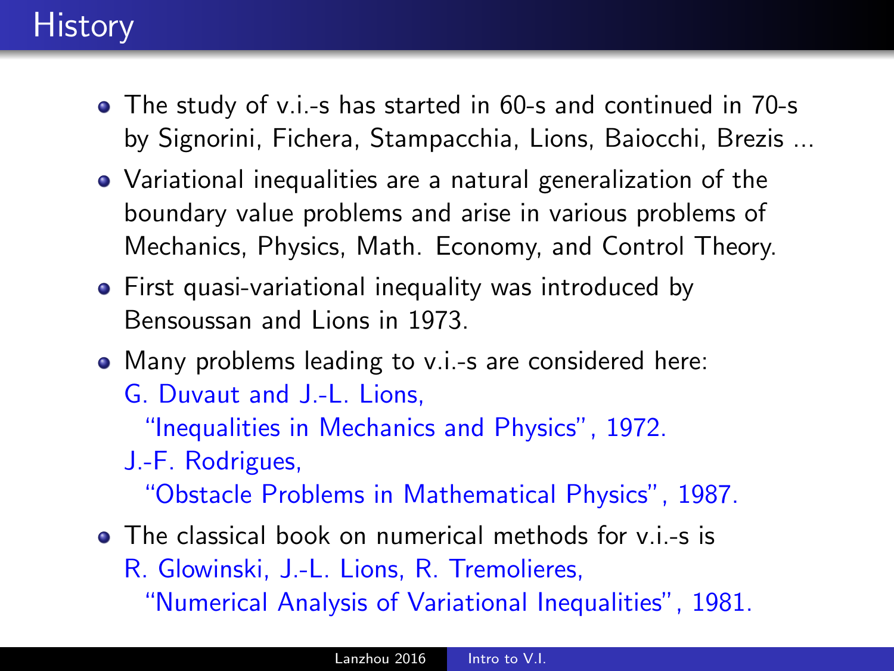# History

- The study of v.i.-s has started in 60-s and continued in 70-s by Signorini, Fichera, Stampacchia, Lions, Baiocchi, Brezis ...
- Variational inequalities are a natural generalization of the boundary value problems and arise in various problems of Mechanics, Physics, Math. Economy, and Control Theory.
- First quasi-variational inequality was introduced by Bensoussan and Lions in 1973.
- Many problems leading to v.i.-s are considered here:
  G. Duvaut and J.-L. Lions,
  "Inequalities in Mechanics and Physics", 1972.
  J.-F. Rodrigues,
  "Obstacle Problems in Mathematical Physics", 1987.
- The classical book on numerical methods for v.i.-s is
  R. Glowinski, J.-L. Lions, R. Tremolieres,
  "Numerical Analysis of Variational Inequalities", 1981.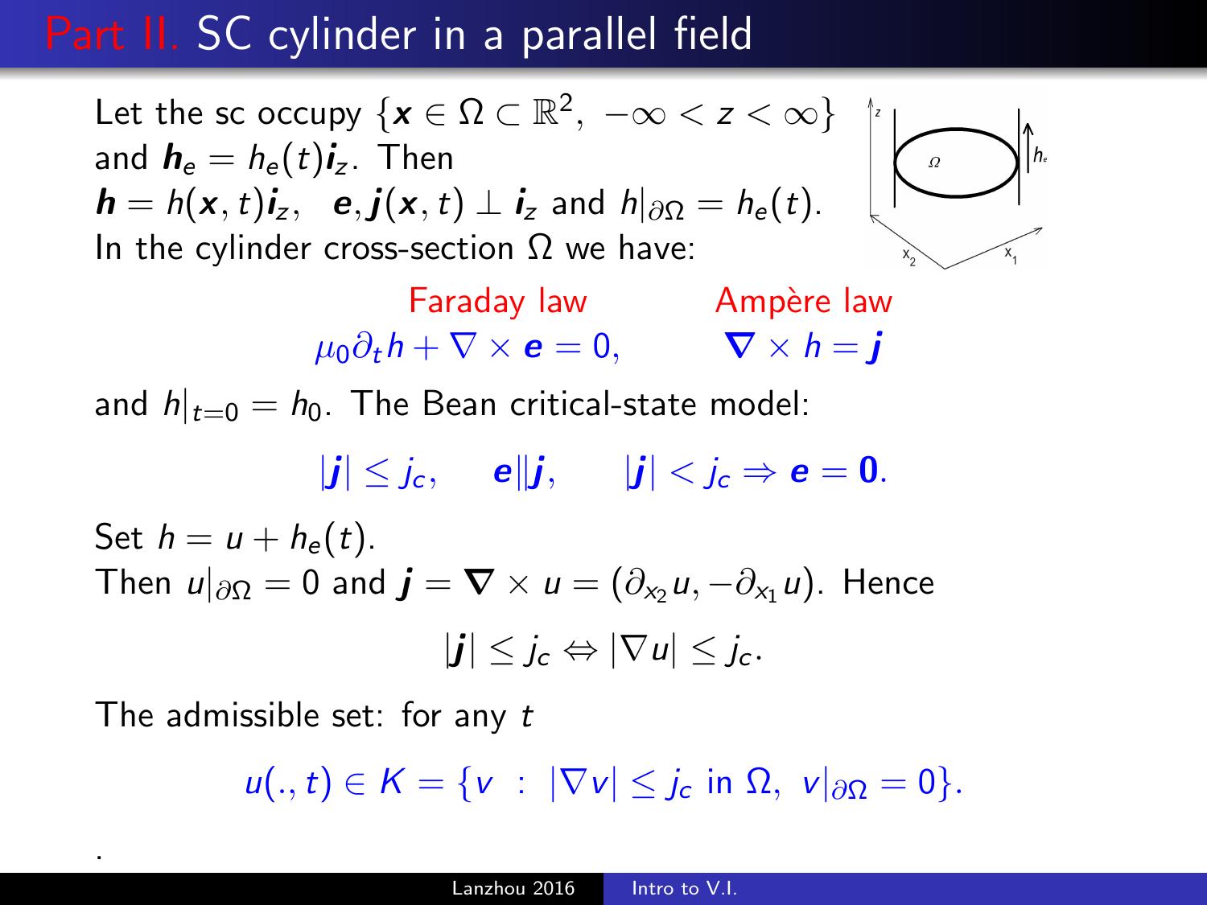# Part II. SC cylinder in a parallel field

Let the sc occupy $\{\boldsymbol{x} \in \Omega \subset \mathbb{R}^2,\ -\infty < z < \infty\}$ and $\boldsymbol{h}_e = h_e(t)\boldsymbol{i}_z$. Then
$\boldsymbol{h} = h(\boldsymbol{x},t)\boldsymbol{i}_z$, $\quad \boldsymbol{e}, \boldsymbol{j}(\boldsymbol{x},t) \perp \boldsymbol{i}_z$ and $h|_{\partial\Omega} = h_e(t)$.
In the cylinder cross-section $\Omega$ we have:

| Faraday law | Ampère law |
|---|---|
| $\mu_0 \partial_t h + \nabla \times \boldsymbol{e} = 0,$ | $\boldsymbol{\nabla} \times h = \boldsymbol{j}$ |

and $h|_{t=0} = h_0$. The Bean critical-state model:

$$|\boldsymbol{j}| \le j_c, \qquad \boldsymbol{e} \| \boldsymbol{j}, \qquad |\boldsymbol{j}| < j_c \Rightarrow \boldsymbol{e} = \boldsymbol{0}.$$

Set $h = u + h_e(t)$.
Then $u|_{\partial\Omega} = 0$ and $\boldsymbol{j} = \boldsymbol{\nabla} \times u = (\partial_{x_2} u, -\partial_{x_1} u)$. Hence

$$|\boldsymbol{j}| \le j_c \Leftrightarrow |\nabla u| \le j_c.$$

The admissible set: for any $t$

$$u(.,t) \in K = \{v \ :\ |\nabla v| \le j_c \text{ in } \Omega,\ v|_{\partial\Omega} = 0\}.$$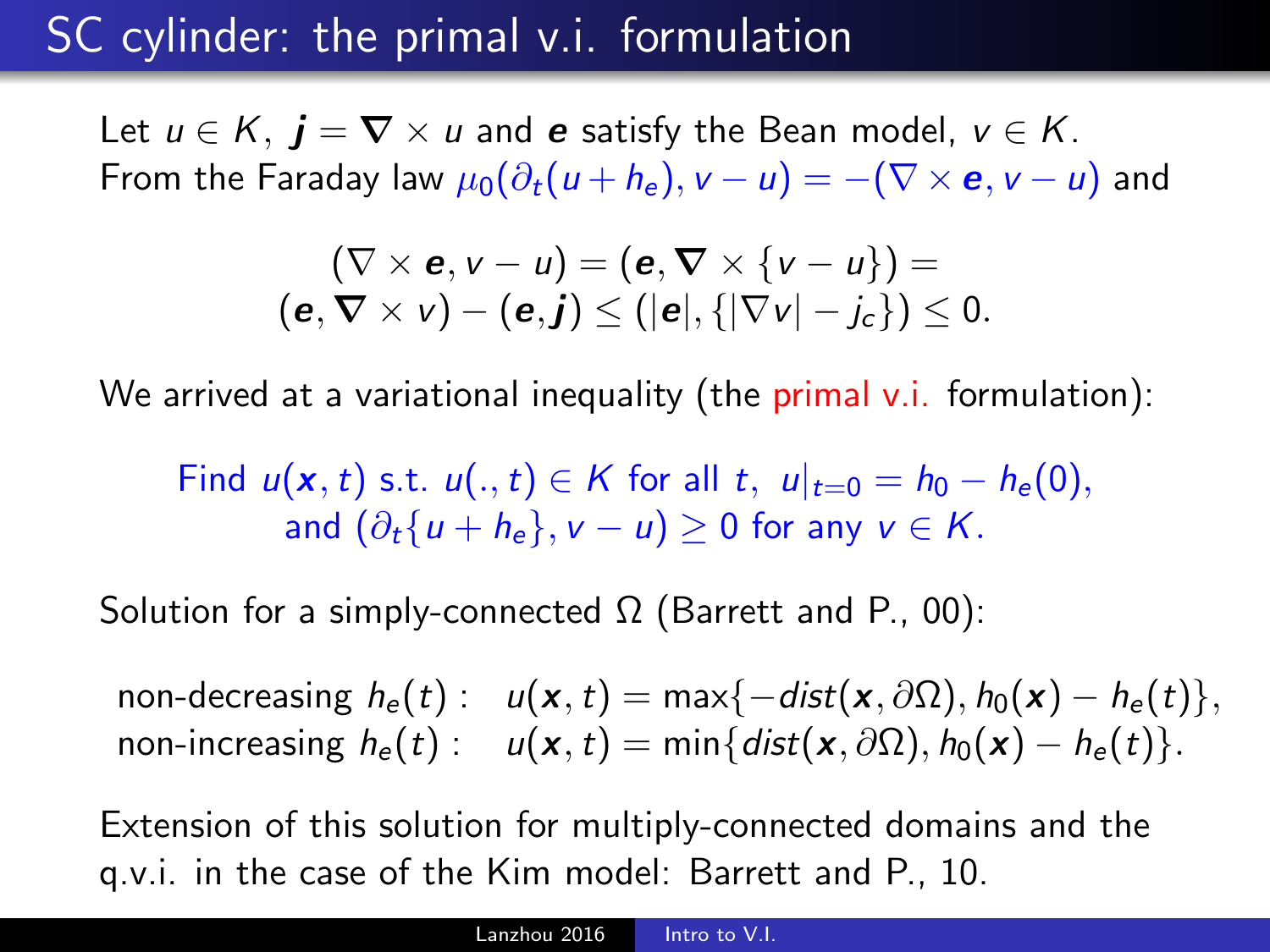# SC cylinder: the primal v.i. formulation

Let $u \in K$, $\boldsymbol{j} = \boldsymbol{\nabla} \times u$ and $\boldsymbol{e}$ satisfy the Bean model, $v \in K$.
From the Faraday law $\mu_0(\partial_t(u + h_e), v - u) = -(\nabla \times \boldsymbol{e}, v - u)$ and

$$
\begin{gathered}
(\nabla \times \boldsymbol{e}, v - u) = (\boldsymbol{e}, \boldsymbol{\nabla} \times \{v - u\}) = \\
(\boldsymbol{e}, \boldsymbol{\nabla} \times v) - (\boldsymbol{e}, \boldsymbol{j}) \leq (|\boldsymbol{e}|, \{|\nabla v| - j_c\}) \leq 0.
\end{gathered}
$$

We arrived at a variational inequality (the primal v.i. formulation):

$$
\begin{gathered}
\text{Find } u(\boldsymbol{x}, t) \text{ s.t. } u(., t) \in K \text{ for all } t,\ u|_{t=0} = h_0 - h_e(0), \\
\text{and } (\partial_t\{u + h_e\}, v - u) \geq 0 \text{ for any } v \in K.
\end{gathered}
$$

Solution for a simply-connected $\Omega$ (Barrett and P., 00):

$$
\begin{aligned}
&\text{non-decreasing } h_e(t): \quad u(\boldsymbol{x}, t) = \max\{-dist(\boldsymbol{x}, \partial\Omega), h_0(\boldsymbol{x}) - h_e(t)\}, \\
&\text{non-increasing } h_e(t): \quad u(\boldsymbol{x}, t) = \min\{dist(\boldsymbol{x}, \partial\Omega), h_0(\boldsymbol{x}) - h_e(t)\}.
\end{aligned}
$$

Extension of this solution for multiply-connected domains and the q.v.i. in the case of the Kim model: Barrett and P., 10.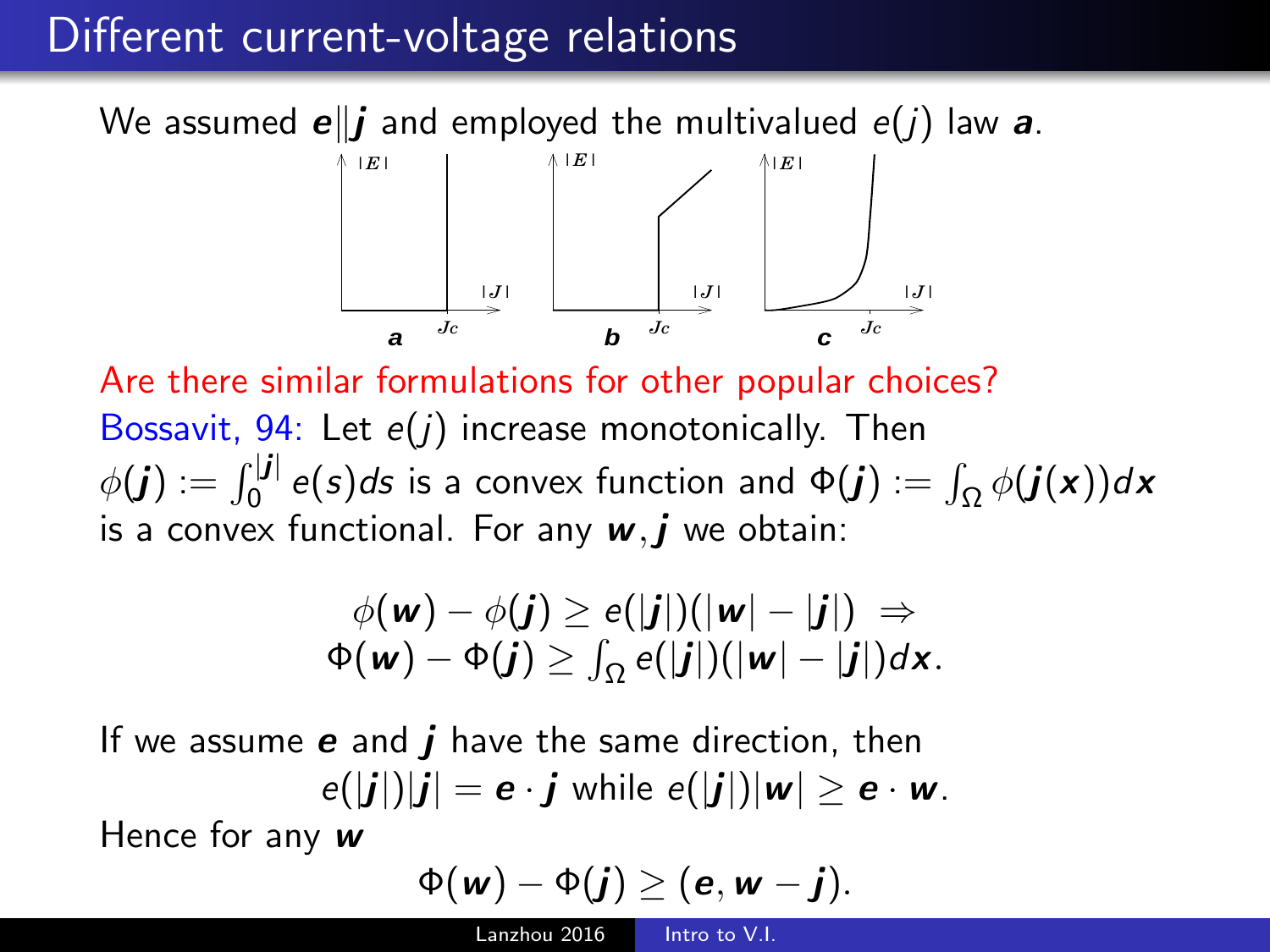# Different current-voltage relations

We assumed $\boldsymbol{e} \| \boldsymbol{j}$ and employed the multivalued $e(j)$ law ***a***.

Are there similar formulations for other popular choices?

Bossavit, 94: Let $e(j)$ increase monotonically. Then $\phi(\boldsymbol{j}) := \int_0^{|\boldsymbol{j}|} e(s)ds$ is a convex function and $\Phi(\boldsymbol{j}) := \int_\Omega \phi(\boldsymbol{j}(\boldsymbol{x}))d\boldsymbol{x}$ is a convex functional. For any $\boldsymbol{w}, \boldsymbol{j}$ we obtain:

$$\phi(\boldsymbol{w}) - \phi(\boldsymbol{j}) \geq e(|\boldsymbol{j}|)(|\boldsymbol{w}| - |\boldsymbol{j}|) \;\Rightarrow$$
$$\Phi(\boldsymbol{w}) - \Phi(\boldsymbol{j}) \geq \int_\Omega e(|\boldsymbol{j}|)(|\boldsymbol{w}| - |\boldsymbol{j}|)d\boldsymbol{x}.$$

If we assume $\boldsymbol{e}$ and $\boldsymbol{j}$ have the same direction, then

$$e(|\boldsymbol{j}|)|\boldsymbol{j}| = \boldsymbol{e} \cdot \boldsymbol{j} \text{ while } e(|\boldsymbol{j}|)|\boldsymbol{w}| \geq \boldsymbol{e} \cdot \boldsymbol{w}.$$

Hence for any $\boldsymbol{w}$

$$\Phi(\boldsymbol{w}) - \Phi(\boldsymbol{j}) \geq (\boldsymbol{e}, \boldsymbol{w} - \boldsymbol{j}).$$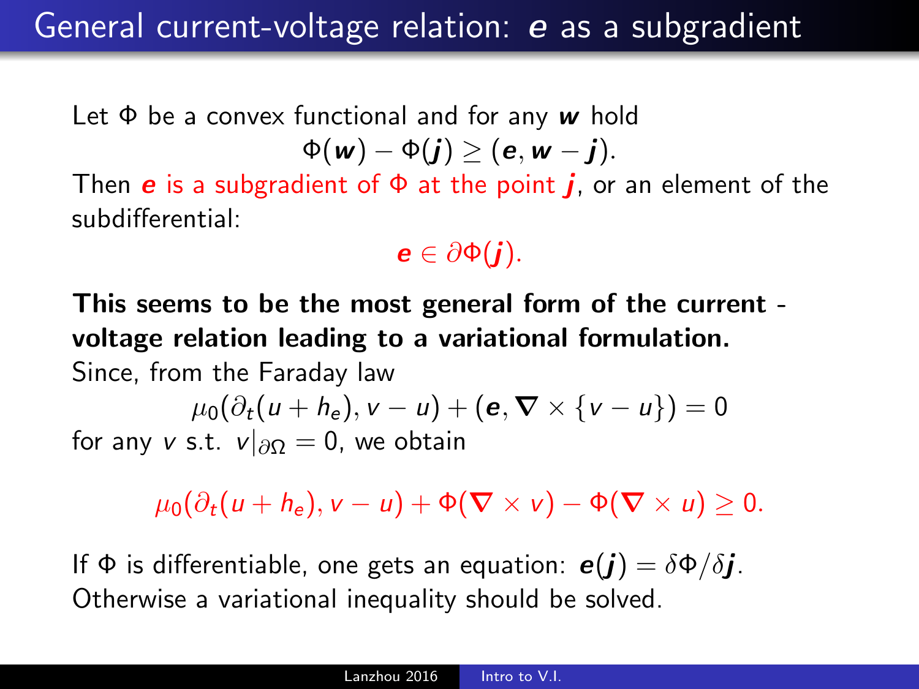# General current-voltage relation: $\boldsymbol{e}$ as a subgradient

Let $\Phi$ be a convex functional and for any $\boldsymbol{w}$ hold

$$\Phi(\boldsymbol{w}) - \Phi(\boldsymbol{j}) \geq (\boldsymbol{e}, \boldsymbol{w} - \boldsymbol{j}).$$

Then $\boldsymbol{e}$ is a subgradient of $\Phi$ at the point $\boldsymbol{j}$, or an element of the subdifferential:

$$\boldsymbol{e} \in \partial\Phi(\boldsymbol{j}).$$

**This seems to be the most general form of the current - voltage relation leading to a variational formulation.**

Since, from the Faraday law

$$\mu_0(\partial_t(u + h_e), v - u) + (\boldsymbol{e}, \boldsymbol{\nabla} \times \{v - u\}) = 0$$

for any $v$ s.t. $v|_{\partial\Omega} = 0$, we obtain

$$\mu_0(\partial_t(u + h_e), v - u) + \Phi(\boldsymbol{\nabla} \times v) - \Phi(\boldsymbol{\nabla} \times u) \geq 0.$$

If $\Phi$ is differentiable, one gets an equation: $\boldsymbol{e}(\boldsymbol{j}) = \delta\Phi/\delta\boldsymbol{j}$. Otherwise a variational inequality should be solved.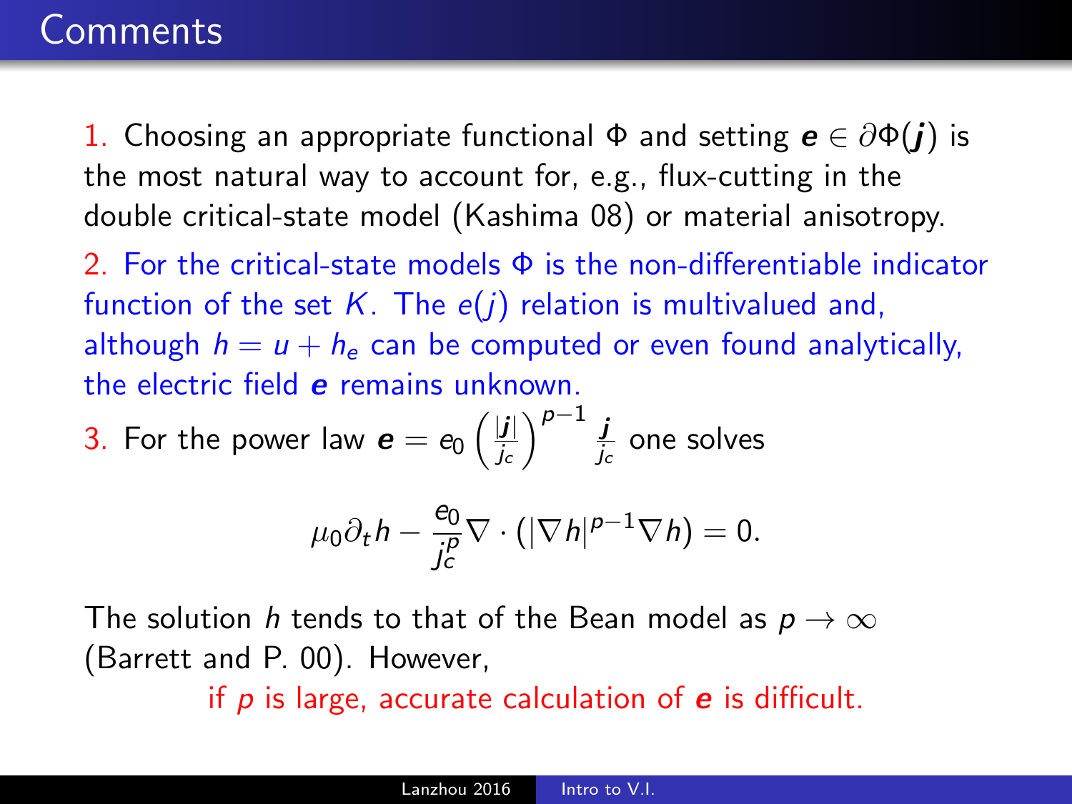# Comments

1. Choosing an appropriate functional $\Phi$ and setting $\boldsymbol{e} \in \partial\Phi(\boldsymbol{j})$ is the most natural way to account for, e.g., flux-cutting in the double critical-state model (Kashima 08) or material anisotropy.

2. For the critical-state models $\Phi$ is the non-differentiable indicator function of the set $K$. The $e(j)$ relation is multivalued and, although $h = u + h_e$ can be computed or even found analytically, the electric field $\boldsymbol{e}$ remains unknown.

3. For the power law $\boldsymbol{e} = e_0 \left(\frac{|\boldsymbol{j}|}{j_c}\right)^{p-1} \frac{\boldsymbol{j}}{j_c}$ one solves

$$\mu_0 \partial_t h - \frac{e_0}{j_c^p} \nabla \cdot (|\nabla h|^{p-1} \nabla h) = 0.$$

The solution $h$ tends to that of the Bean model as $p \to \infty$ (Barrett and P. 00). However,

if $p$ is large, accurate calculation of $\boldsymbol{e}$ is difficult.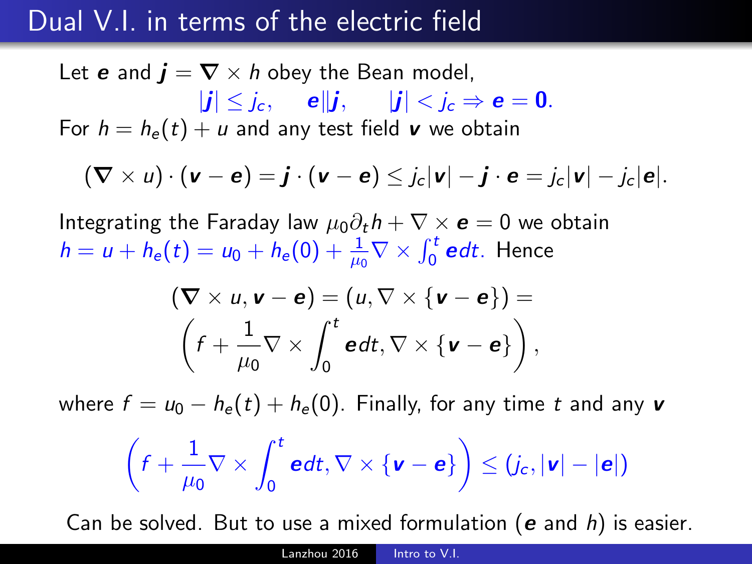# Dual V.I. in terms of the electric field

Let $\boldsymbol{e}$ and $\boldsymbol{j} = \boldsymbol{\nabla} \times h$ obey the Bean model,

$$|\boldsymbol{j}| \leq j_c, \quad \boldsymbol{e} \| \boldsymbol{j}, \quad |\boldsymbol{j}| < j_c \Rightarrow \boldsymbol{e} = \boldsymbol{0}.$$

For $h = h_e(t) + u$ and any test field $\boldsymbol{v}$ we obtain

$$(\boldsymbol{\nabla} \times u) \cdot (\boldsymbol{v} - \boldsymbol{e}) = \boldsymbol{j} \cdot (\boldsymbol{v} - \boldsymbol{e}) \leq j_c |\boldsymbol{v}| - \boldsymbol{j} \cdot \boldsymbol{e} = j_c |\boldsymbol{v}| - j_c |\boldsymbol{e}|.$$

Integrating the Faraday law $\mu_0 \partial_t h + \nabla \times \boldsymbol{e} = 0$ we obtain $h = u + h_e(t) = u_0 + h_e(0) + \frac{1}{\mu_0} \nabla \times \int_0^t \boldsymbol{e} dt$. Hence

$$(\boldsymbol{\nabla} \times u, \boldsymbol{v} - \boldsymbol{e}) = (u, \nabla \times \{\boldsymbol{v} - \boldsymbol{e}\}) = \left( f + \frac{1}{\mu_0} \nabla \times \int_0^t \boldsymbol{e} dt, \nabla \times \{\boldsymbol{v} - \boldsymbol{e}\} \right),$$

where $f = u_0 - h_e(t) + h_e(0)$. Finally, for any time $t$ and any $\boldsymbol{v}$

$$\left( f + \frac{1}{\mu_0} \nabla \times \int_0^t \boldsymbol{e} dt, \nabla \times \{\boldsymbol{v} - \boldsymbol{e}\} \right) \leq (j_c, |\boldsymbol{v}| - |\boldsymbol{e}|)$$

Can be solved. But to use a mixed formulation ($\boldsymbol{e}$ and $h$) is easier.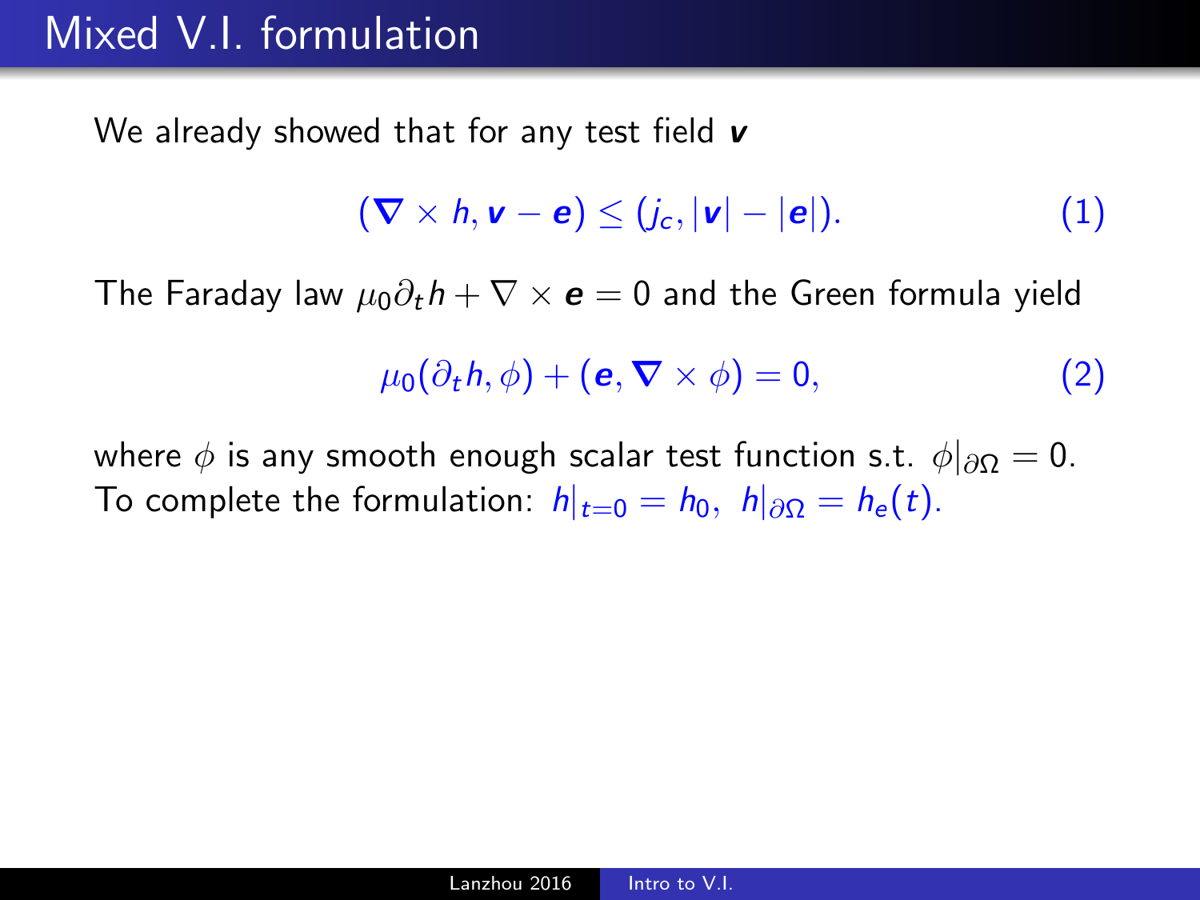# Mixed V.I. formulation

We already showed that for any test field $\boldsymbol{v}$

$$(\nabla \times h, \boldsymbol{v} - \boldsymbol{e}) \leq (j_c, |\boldsymbol{v}| - |\boldsymbol{e}|). \tag{1}$$

The Faraday law $\mu_0 \partial_t h + \nabla \times \boldsymbol{e} = 0$ and the Green formula yield

$$\mu_0(\partial_t h, \phi) + (\boldsymbol{e}, \nabla \times \phi) = 0, \tag{2}$$

where $\phi$ is any smooth enough scalar test function s.t. $\phi|_{\partial\Omega} = 0$.
To complete the formulation: $h|_{t=0} = h_0, \ h|_{\partial\Omega} = h_e(t)$.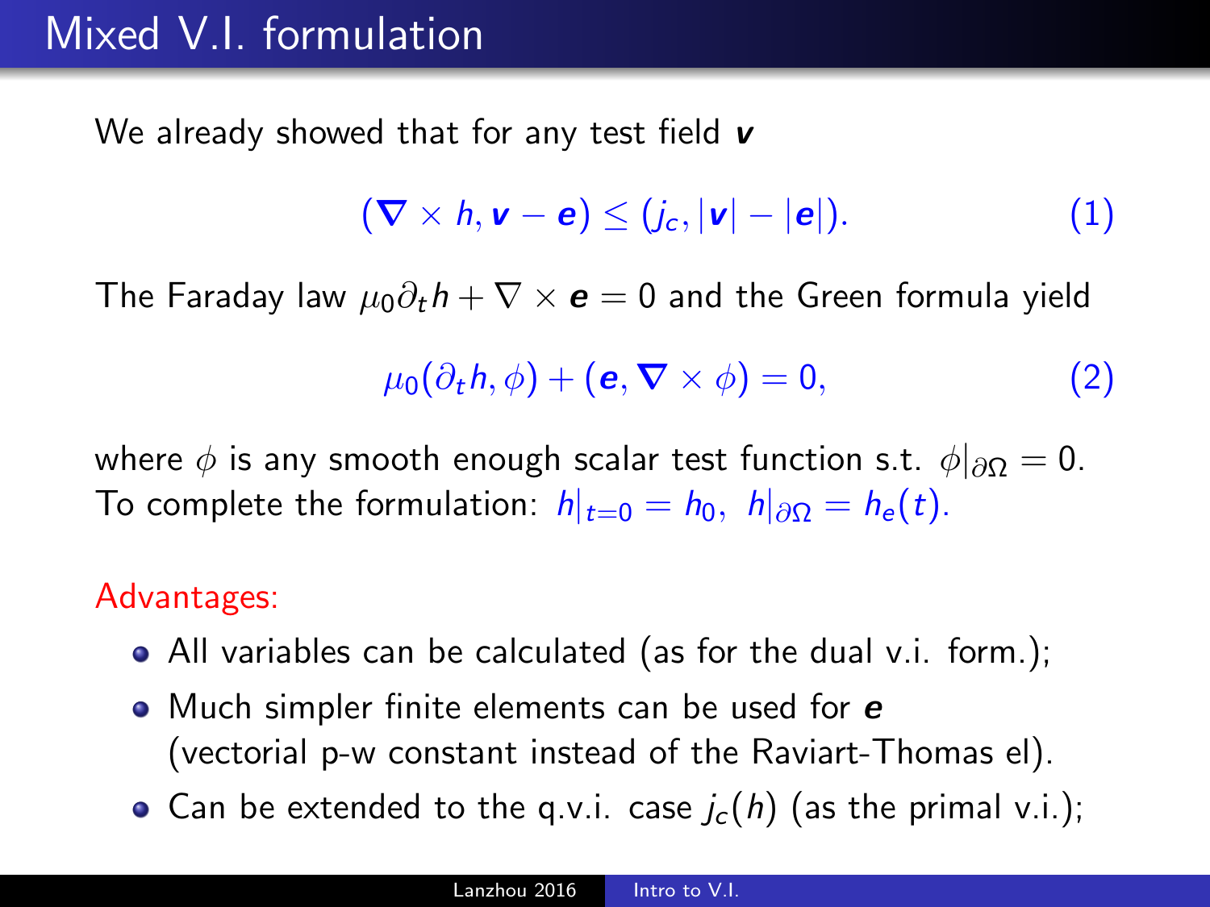# Mixed V.I. formulation

We already showed that for any test field $\boldsymbol{v}$

$$(\nabla \times h, \boldsymbol{v} - \boldsymbol{e}) \leq (j_c, |\boldsymbol{v}| - |\boldsymbol{e}|). \tag{1}$$

The Faraday law $\mu_0 \partial_t h + \nabla \times \boldsymbol{e} = 0$ and the Green formula yield

$$\mu_0(\partial_t h, \phi) + (\boldsymbol{e}, \nabla \times \phi) = 0, \tag{2}$$

where $\phi$ is any smooth enough scalar test function s.t. $\phi|_{\partial\Omega} = 0$.
To complete the formulation: $h|_{t=0} = h_0, \; h|_{\partial\Omega} = h_e(t)$.

Advantages:

- All variables can be calculated (as for the dual v.i. form.);
- Much simpler finite elements can be used for $\boldsymbol{e}$ (vectorial p-w constant instead of the Raviart-Thomas el).
- Can be extended to the q.v.i. case $j_c(h)$ (as the primal v.i.);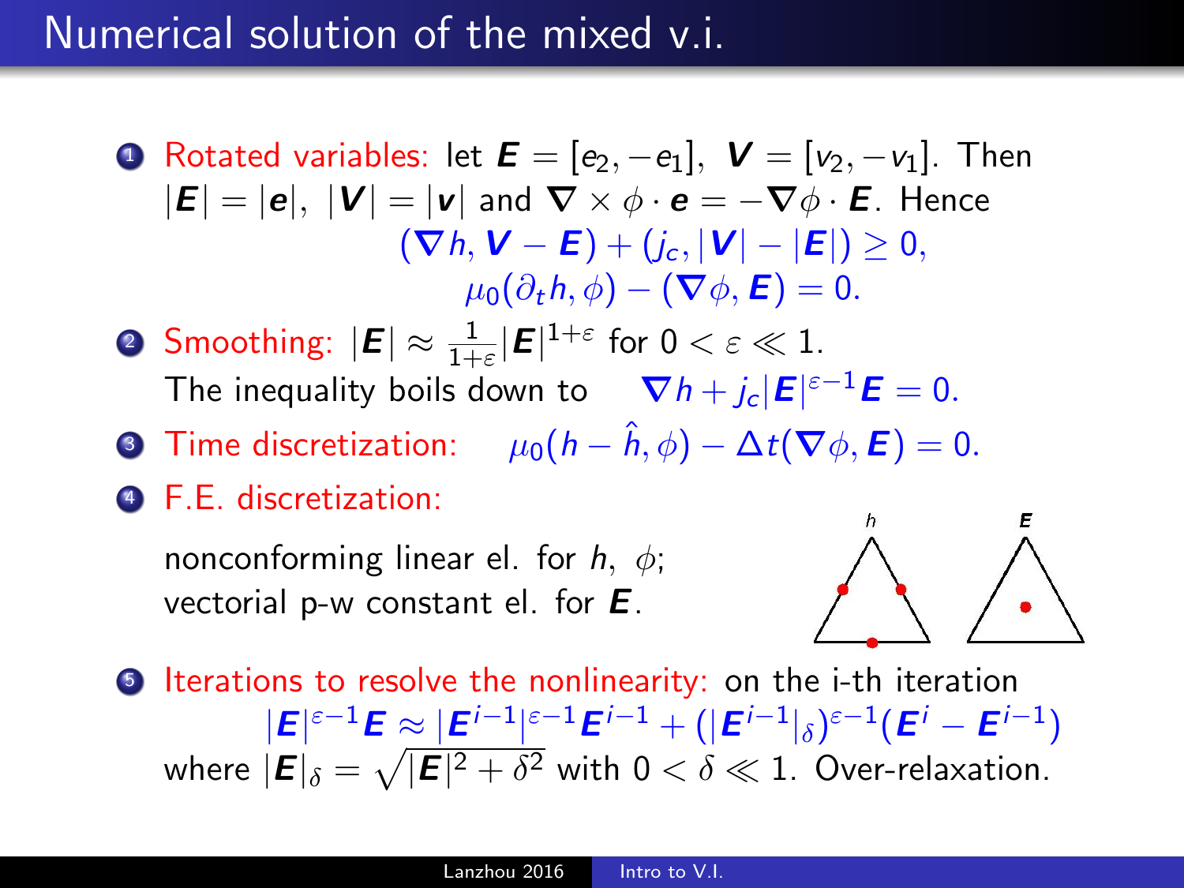# Numerical solution of the mixed v.i.

1. Rotated variables: let $\boldsymbol{E} = [e_2, -e_1]$, $\boldsymbol{V} = [v_2, -v_1]$. Then $|\boldsymbol{E}| = |\boldsymbol{e}|$, $|\boldsymbol{V}| = |\boldsymbol{v}|$ and $\boldsymbol{\nabla} \times \phi \cdot \boldsymbol{e} = -\boldsymbol{\nabla}\phi \cdot \boldsymbol{E}$. Hence
$$(\boldsymbol{\nabla} h, \boldsymbol{V} - \boldsymbol{E}) + (j_c, |\boldsymbol{V}| - |\boldsymbol{E}|) \geq 0,$$
$$\mu_0(\partial_t h, \phi) - (\boldsymbol{\nabla}\phi, \boldsymbol{E}) = 0.$$

2. Smoothing: $|\boldsymbol{E}| \approx \frac{1}{1+\varepsilon}|\boldsymbol{E}|^{1+\varepsilon}$ for $0 < \varepsilon \ll 1$.
The inequality boils down to $\quad \boldsymbol{\nabla} h + j_c|\boldsymbol{E}|^{\varepsilon-1}\boldsymbol{E} = 0.$

3. Time discretization: $\quad \mu_0(h - \hat{h}, \phi) - \Delta t(\boldsymbol{\nabla}\phi, \boldsymbol{E}) = 0.$

4. F.E. discretization:

   nonconforming linear el. for $h$, $\phi$;
   vectorial p-w constant el. for $\boldsymbol{E}$.

5. Iterations to resolve the nonlinearity: on the i-th iteration
$$|\boldsymbol{E}|^{\varepsilon-1}\boldsymbol{E} \approx |\boldsymbol{E}^{i-1}|^{\varepsilon-1}\boldsymbol{E}^{i-1} + (|\boldsymbol{E}^{i-1}|_\delta)^{\varepsilon-1}(\boldsymbol{E}^i - \boldsymbol{E}^{i-1})$$
where $|\boldsymbol{E}|_\delta = \sqrt{|\boldsymbol{E}|^2 + \delta^2}$ with $0 < \delta \ll 1$. Over-relaxation.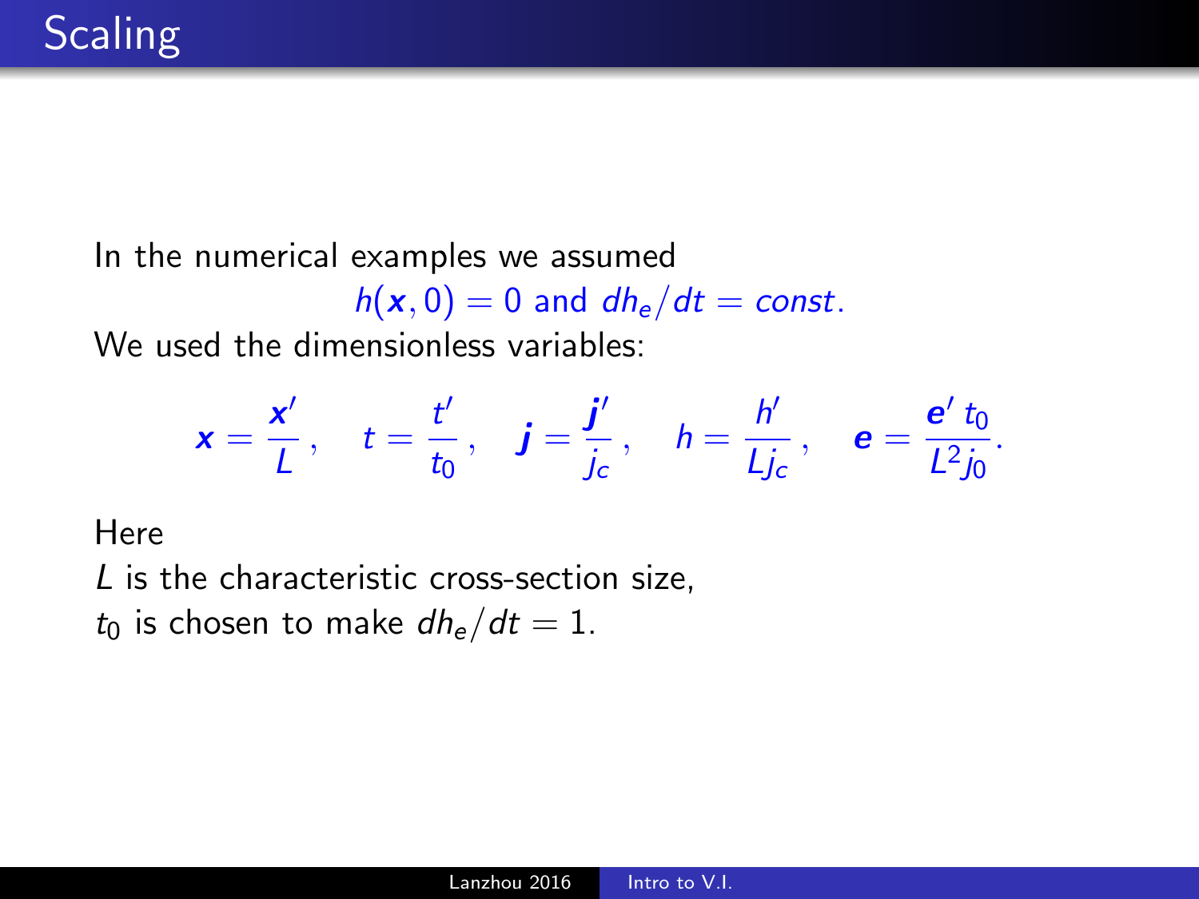# Scaling

In the numerical examples we assumed

$$h(\boldsymbol{x}, 0) = 0 \text{ and } dh_e/dt = const.$$

We used the dimensionless variables:

$$\boldsymbol{x} = \frac{\boldsymbol{x}'}{L}, \quad t = \frac{t'}{t_0}, \quad \boldsymbol{j} = \frac{\boldsymbol{j}'}{j_c}, \quad h = \frac{h'}{L j_c}, \quad \boldsymbol{e} = \frac{\boldsymbol{e}' \, t_0}{L^2 j_0}.$$

Here

$L$ is the characteristic cross-section size,

$t_0$ is chosen to make $dh_e/dt = 1$.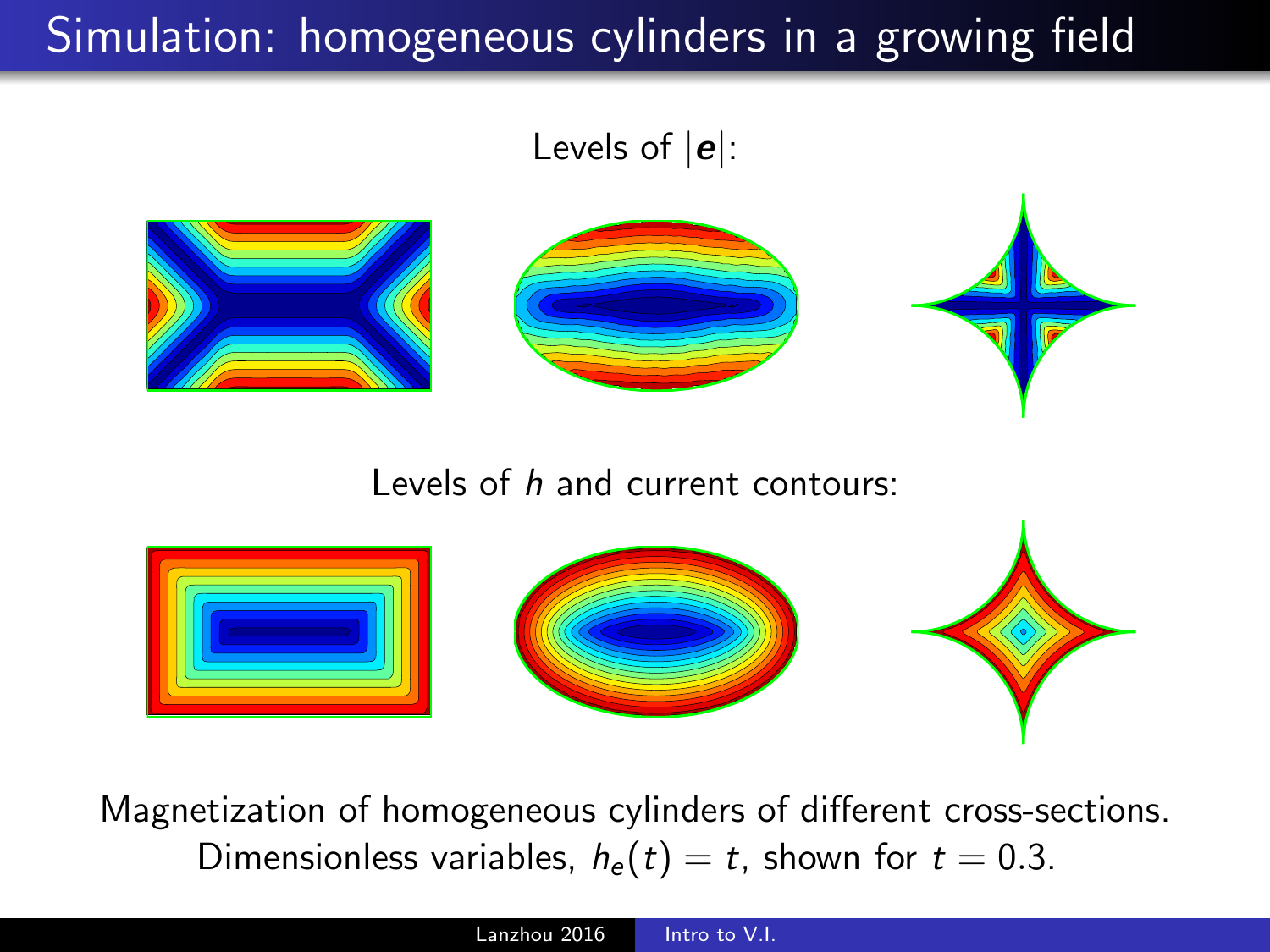# Simulation: homogeneous cylinders in a growing field

Levels of $|\boldsymbol{e}|$:

Levels of $h$ and current contours:

Magnetization of homogeneous cylinders of different cross-sections. Dimensionless variables, $h_e(t) = t$, shown for $t = 0.3$.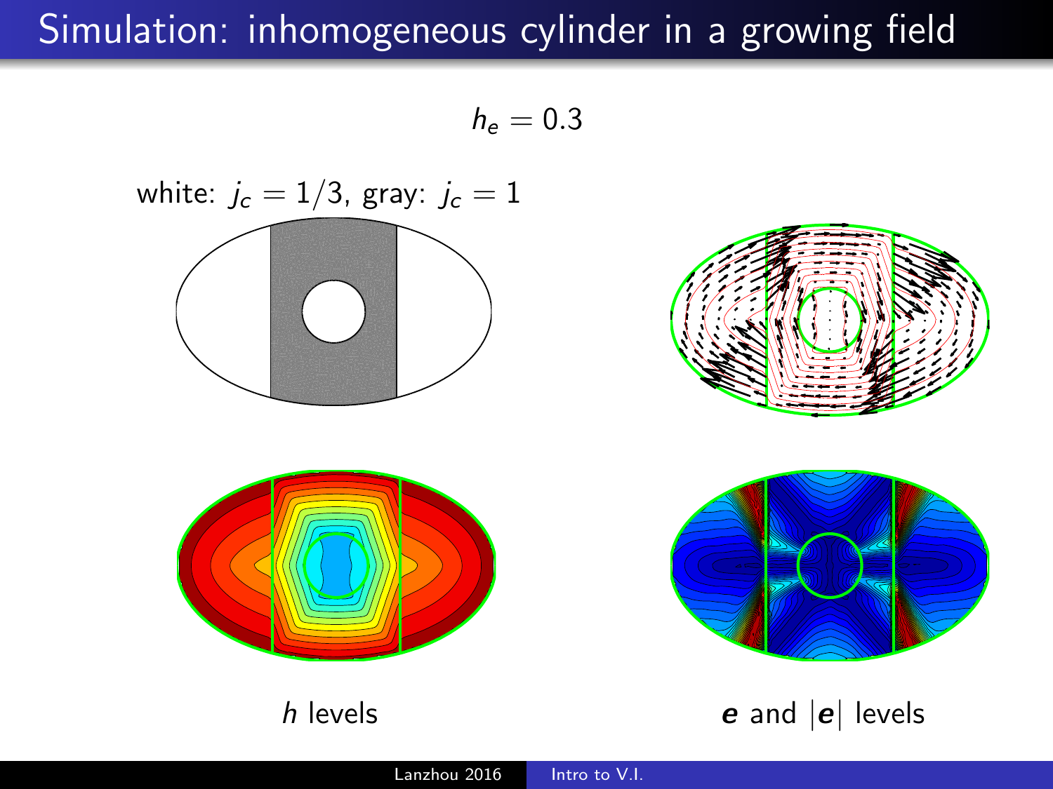# Simulation: inhomogeneous cylinder in a growing field

$h_e = 0.3$

white: $j_c = 1/3$, gray: $j_c = 1$

$h$ levels

$\boldsymbol{e}$ and $|\boldsymbol{e}|$ levels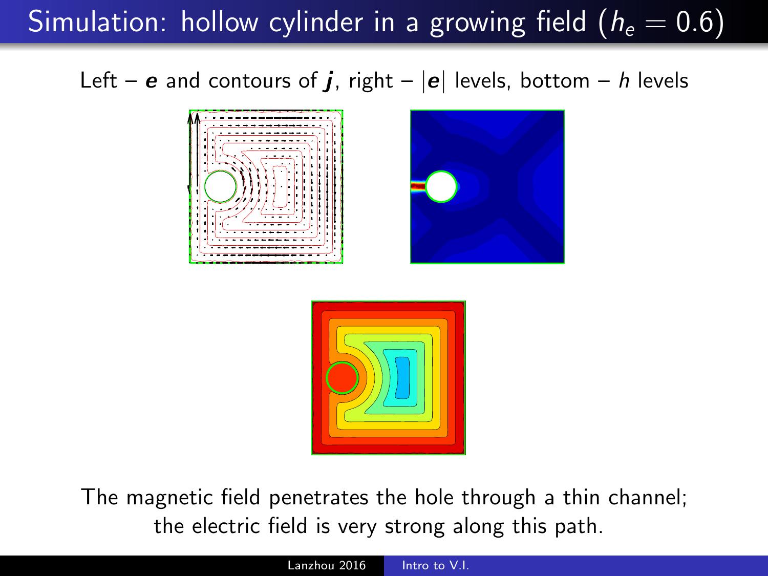# Simulation: hollow cylinder in a growing field ($h_e = 0.6$)

Left – $\boldsymbol{e}$ and contours of $\boldsymbol{j}$, right – $|\boldsymbol{e}|$ levels, bottom – $h$ levels

The magnetic field penetrates the hole through a thin channel; the electric field is very strong along this path.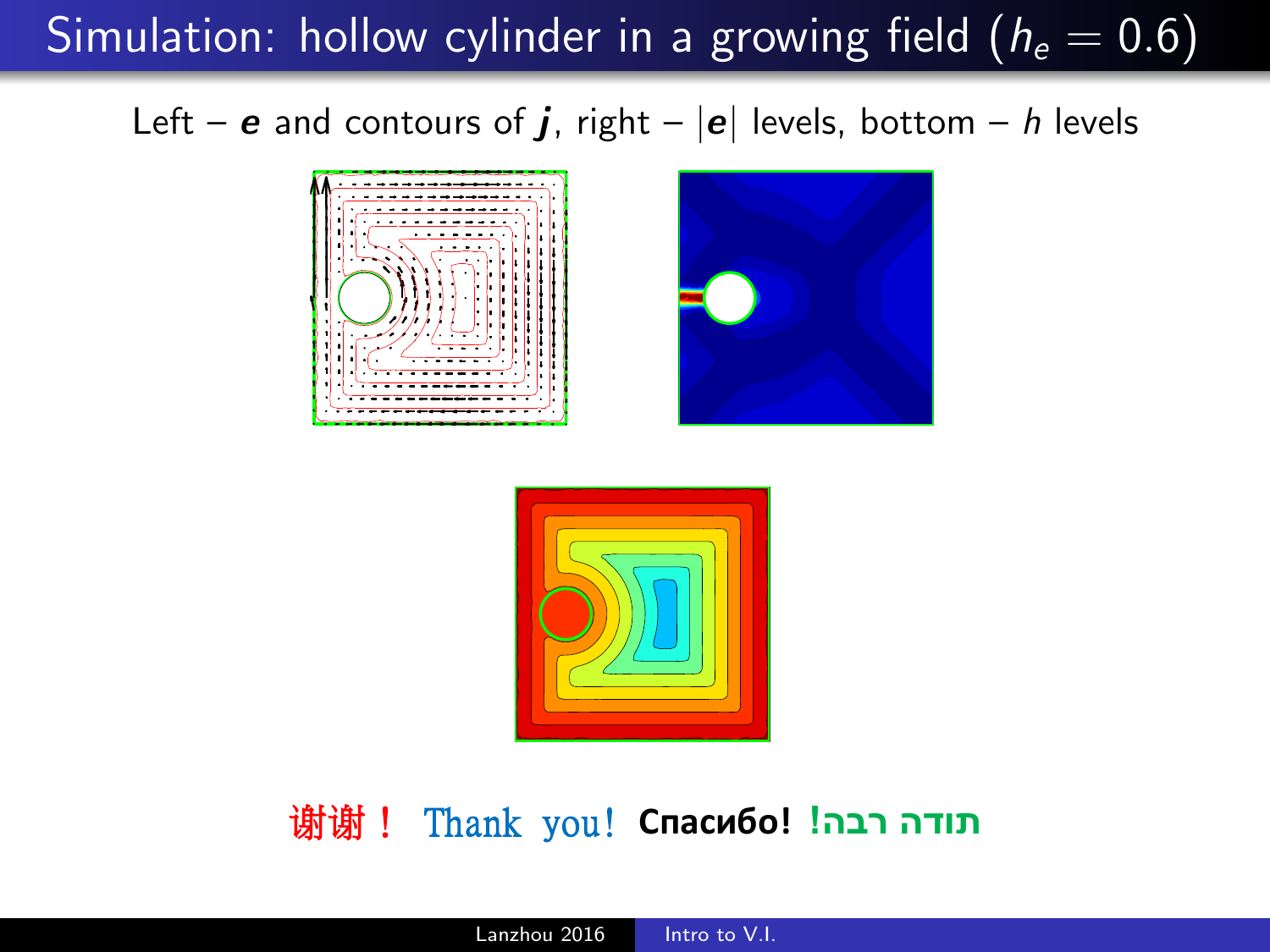# Simulation: hollow cylinder in a growing field ($h_e = 0.6$)

Left – $\boldsymbol{e}$ and contours of $\boldsymbol{j}$, right – $|\boldsymbol{e}|$ levels, bottom – $h$ levels

谢谢！ Thank you! **Спасибо!** **!תודה רבה**